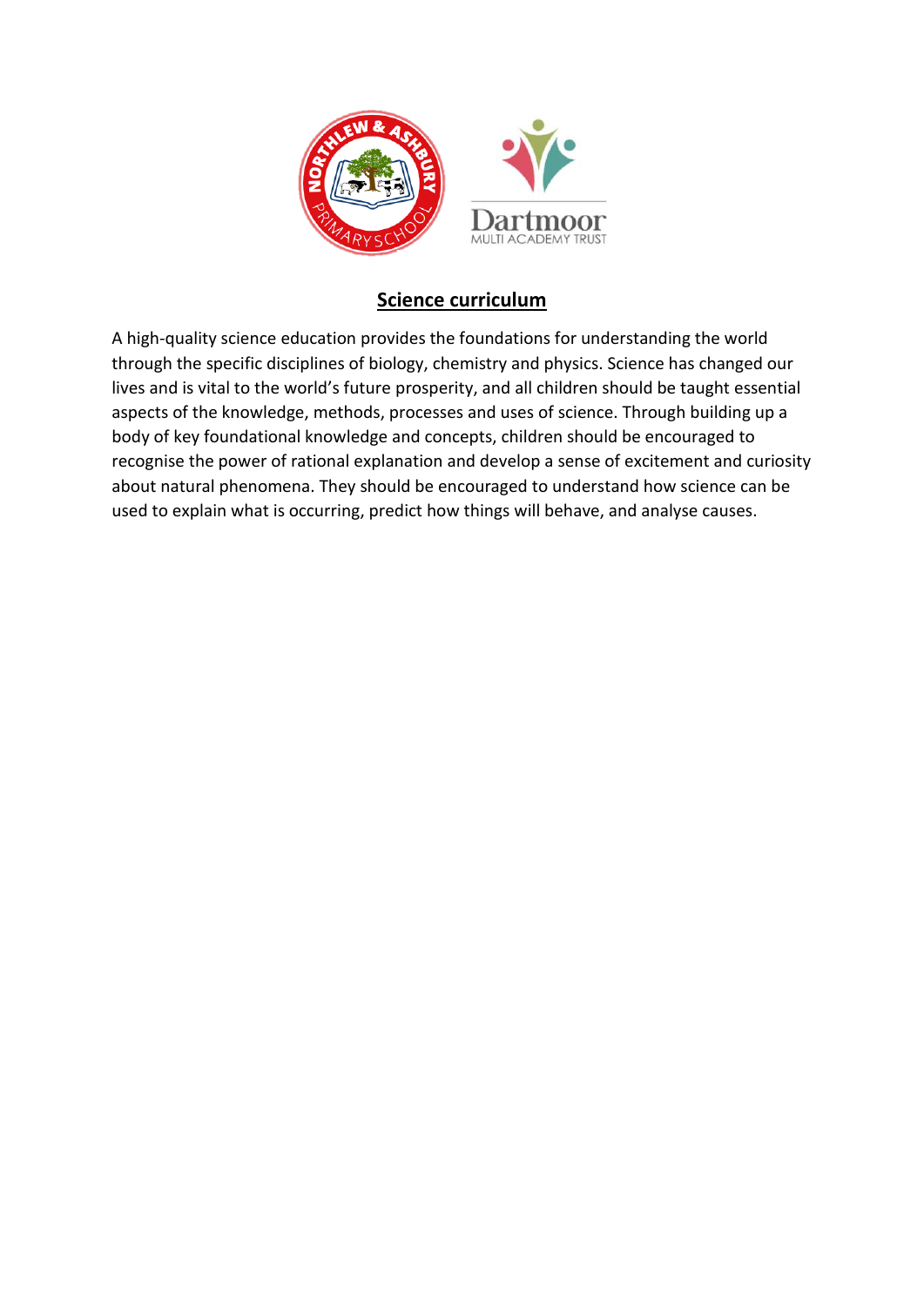# Science curriculum

A high-quality science education provides the foundations for understanding the world through the specific disciplines of biology, chemistry and physics. Science has changed our lives and is vital to the world's future prosperity, and all children should be taught essential aspects of the knowledge, methods, processes and uses of science. Through building up a body of key foundational knowledge and concepts, children should be encouraged to recognise the power of rational explanation and develop a sense of excitement and curiosity about natural phenomena. They should be encouraged to understand how science can be used to explain what is occurring, predict how things will behave, and analyse causes.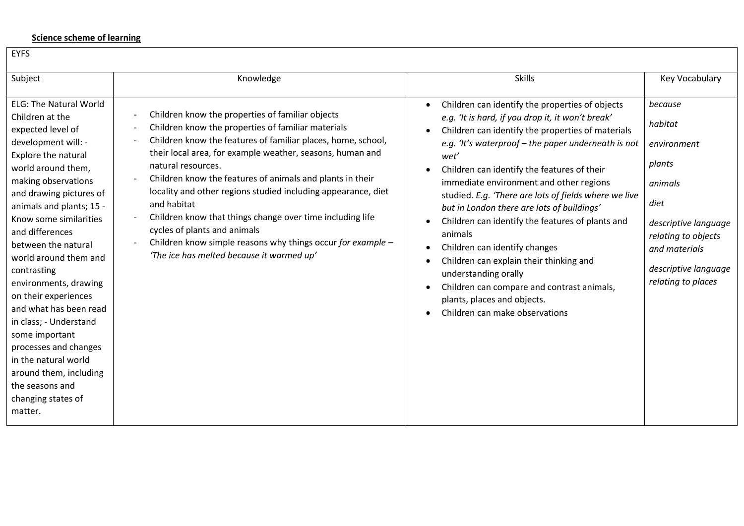**Science scheme of learning**

| EYFS | | | |
|---|---|---|---|
| Subject | Knowledge | Skills | Key Vocabulary |
| ELG: The Natural World Children at the expected level of development will: - Explore the natural world around them, making observations and drawing pictures of animals and plants; 15 - Know some similarities and differences between the natural world around them and contrasting environments, drawing on their experiences and what has been read in class; - Understand some important processes and changes in the natural world around them, including the seasons and changing states of matter. | - Children know the properties of familiar objects<br>- Children know the properties of familiar materials<br>- Children know the features of familiar places, home, school, their local area, for example weather, seasons, human and natural resources.<br>- Children know the features of animals and plants in their locality and other regions studied including appearance, diet and habitat<br>- Children know that things change over time including life cycles of plants and animals<br>- Children know simple reasons why things occur *for example – 'The ice has melted because it warmed up'* | • Children can identify the properties of objects *e.g. 'It is hard, if you drop it, it won't break'*<br>• Children can identify the properties of materials *e.g. 'It's waterproof – the paper underneath is not wet'*<br>• Children can identify the features of their immediate environment and other regions studied. *E.g. 'There are lots of fields where we live but in London there are lots of buildings'*<br>• Children can identify the features of plants and animals<br>• Children can identify changes<br>• Children can explain their thinking and understanding orally<br>• Children can compare and contrast animals, plants, places and objects.<br>• Children can make observations | *because*<br>*habitat*<br>*environment*<br>*plants*<br>*animals*<br>*diet*<br>*descriptive language relating to objects and materials*<br>*descriptive language relating to places* |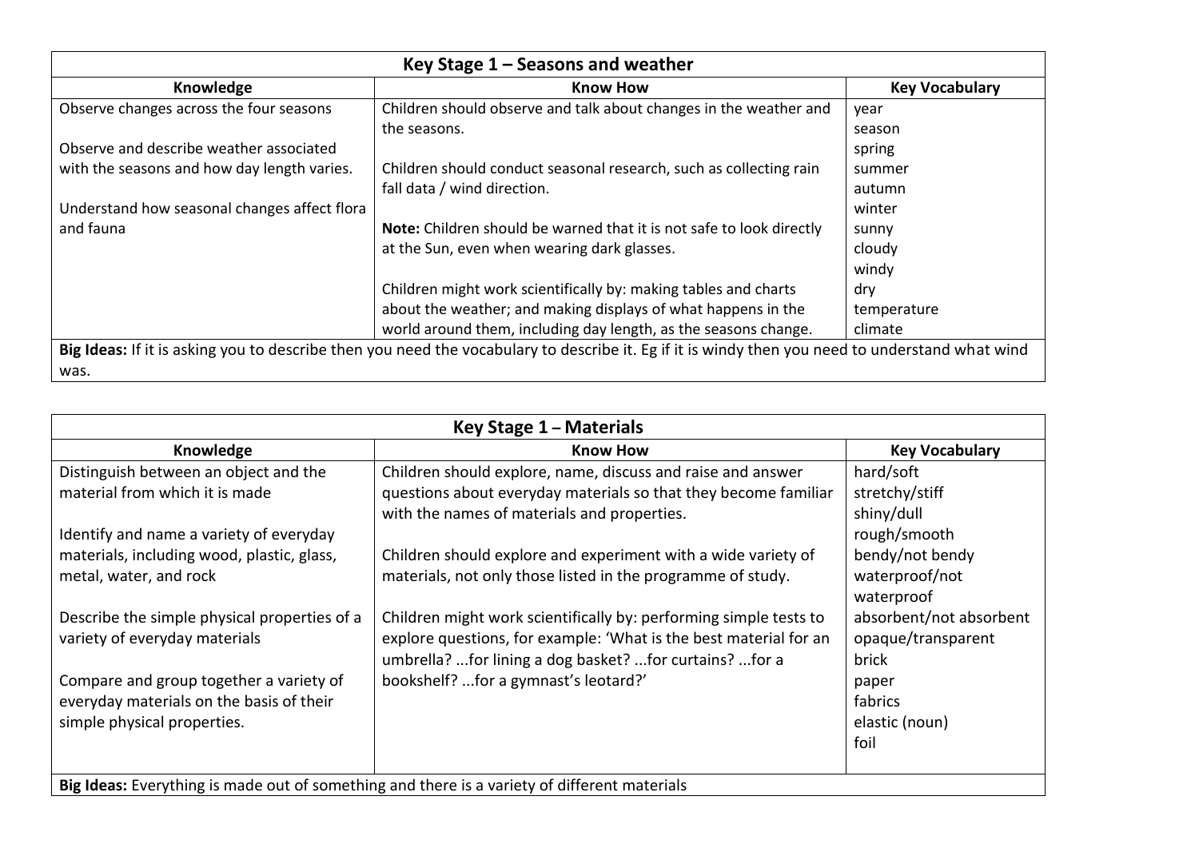| Key Stage 1 – Seasons and weather | | |
|---|---|---|
| **Knowledge** | **Know How** | **Key Vocabulary** |
| Observe changes across the four seasons<br><br>Observe and describe weather associated with the seasons and how day length varies.<br><br>Understand how seasonal changes affect flora and fauna | Children should observe and talk about changes in the weather and the seasons.<br><br>Children should conduct seasonal research, such as collecting rain fall data / wind direction.<br><br>**Note:** Children should be warned that it is not safe to look directly at the Sun, even when wearing dark glasses.<br><br>Children might work scientifically by: making tables and charts about the weather; and making displays of what happens in the world around them, including day length, as the seasons change. | year<br>season<br>spring<br>summer<br>autumn<br>winter<br>sunny<br>cloudy<br>windy<br>dry<br>temperature<br>climate |
| **Big Ideas:** If it is asking you to describe then you need the vocabulary to describe it. Eg if it is windy then you need to understand what wind was. | | |

| Key Stage 1 – Materials | | |
|---|---|---|
| **Knowledge** | **Know How** | **Key Vocabulary** |
| Distinguish between an object and the material from which it is made<br><br>Identify and name a variety of everyday materials, including wood, plastic, glass, metal, water, and rock<br><br>Describe the simple physical properties of a variety of everyday materials<br><br>Compare and group together a variety of everyday materials on the basis of their simple physical properties. | Children should explore, name, discuss and raise and answer questions about everyday materials so that they become familiar with the names of materials and properties.<br><br>Children should explore and experiment with a wide variety of materials, not only those listed in the programme of study.<br><br>Children might work scientifically by: performing simple tests to explore questions, for example: 'What is the best material for an umbrella? ...for lining a dog basket? ...for curtains? ...for a bookshelf? ...for a gymnast's leotard?' | hard/soft<br>stretchy/stiff<br>shiny/dull<br>rough/smooth<br>bendy/not bendy<br>waterproof/not waterproof<br>absorbent/not absorbent<br>opaque/transparent<br>brick<br>paper<br>fabrics<br>elastic (noun)<br>foil |
| **Big Ideas:** Everything is made out of something and there is a variety of different materials | | |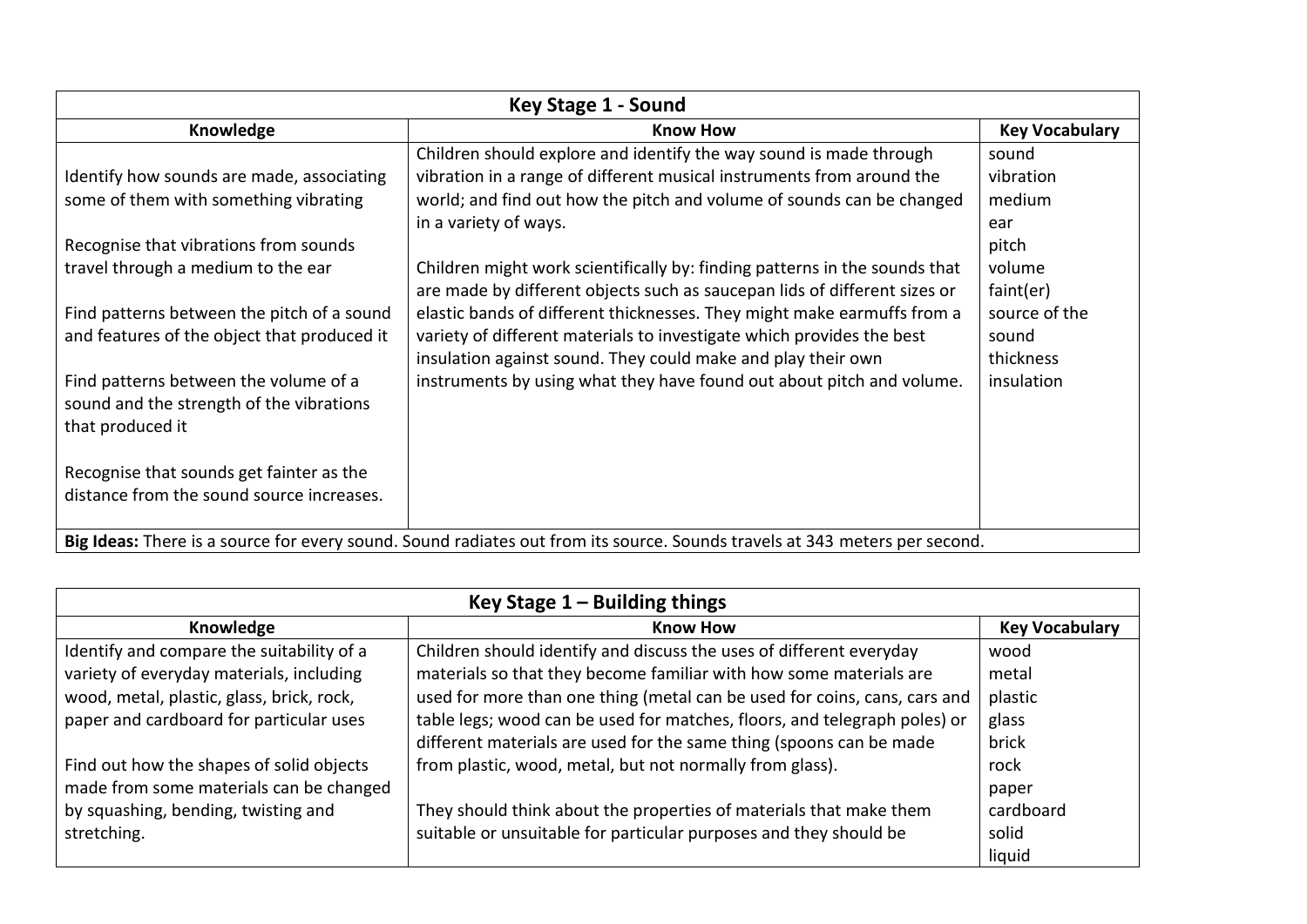| Key Stage 1 - Sound | | |
|---|---|---|
| **Knowledge** | **Know How** | **Key Vocabulary** |
| Identify how sounds are made, associating some of them with something vibrating<br><br>Recognise that vibrations from sounds travel through a medium to the ear<br><br>Find patterns between the pitch of a sound and features of the object that produced it<br><br>Find patterns between the volume of a sound and the strength of the vibrations that produced it<br><br>Recognise that sounds get fainter as the distance from the sound source increases. | Children should explore and identify the way sound is made through vibration in a range of different musical instruments from around the world; and find out how the pitch and volume of sounds can be changed in a variety of ways.<br><br>Children might work scientifically by: finding patterns in the sounds that are made by different objects such as saucepan lids of different sizes or elastic bands of different thicknesses. They might make earmuffs from a variety of different materials to investigate which provides the best insulation against sound. They could make and play their own instruments by using what they have found out about pitch and volume. | sound<br>vibration<br>medium<br>ear<br>pitch<br>volume<br>faint(er)<br>source of the sound<br>thickness<br>insulation |
| **Big Ideas:** There is a source for every sound. Sound radiates out from its source. Sounds travels at 343 meters per second. | | |

| Key Stage 1 – Building things | | |
|---|---|---|
| **Knowledge** | **Know How** | **Key Vocabulary** |
| Identify and compare the suitability of a variety of everyday materials, including wood, metal, plastic, glass, brick, rock, paper and cardboard for particular uses<br><br>Find out how the shapes of solid objects made from some materials can be changed by squashing, bending, twisting and stretching. | Children should identify and discuss the uses of different everyday materials so that they become familiar with how some materials are used for more than one thing (metal can be used for coins, cans, cars and table legs; wood can be used for matches, floors, and telegraph poles) or different materials are used for the same thing (spoons can be made from plastic, wood, metal, but not normally from glass).<br><br>They should think about the properties of materials that make them suitable or unsuitable for particular purposes and they should be | wood<br>metal<br>plastic<br>glass<br>brick<br>rock<br>paper<br>cardboard<br>solid<br>liquid |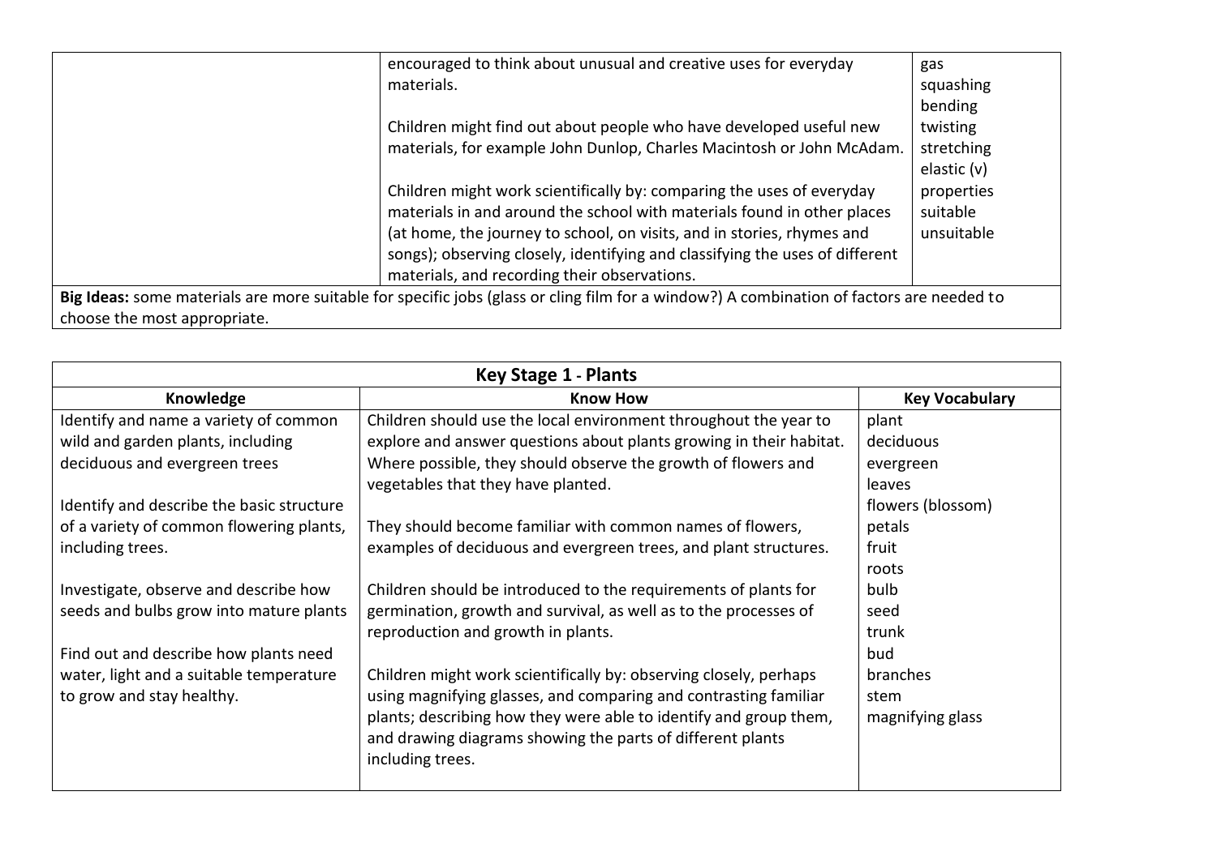| | | |
|---|---|---|
| | encouraged to think about unusual and creative uses for everyday materials.<br><br>Children might find out about people who have developed useful new materials, for example John Dunlop, Charles Macintosh or John McAdam.<br><br>Children might work scientifically by: comparing the uses of everyday materials in and around the school with materials found in other places (at home, the journey to school, on visits, and in stories, rhymes and songs); observing closely, identifying and classifying the uses of different materials, and recording their observations. | gas<br>squashing<br>bending<br>twisting<br>stretching<br>elastic (v)<br>properties<br>suitable<br>unsuitable |
| **Big Ideas:** some materials are more suitable for specific jobs (glass or cling film for a window?) A combination of factors are needed to choose the most appropriate. | | |

| **Key Stage 1 - Plants** | | |
|---|---|---|
| **Knowledge** | **Know How** | **Key Vocabulary** |
| Identify and name a variety of common wild and garden plants, including deciduous and evergreen trees<br><br>Identify and describe the basic structure of a variety of common flowering plants, including trees.<br><br>Investigate, observe and describe how seeds and bulbs grow into mature plants<br><br>Find out and describe how plants need water, light and a suitable temperature to grow and stay healthy. | Children should use the local environment throughout the year to explore and answer questions about plants growing in their habitat. Where possible, they should observe the growth of flowers and vegetables that they have planted.<br><br>They should become familiar with common names of flowers, examples of deciduous and evergreen trees, and plant structures.<br><br>Children should be introduced to the requirements of plants for germination, growth and survival, as well as to the processes of reproduction and growth in plants.<br><br>Children might work scientifically by: observing closely, perhaps using magnifying glasses, and comparing and contrasting familiar plants; describing how they were able to identify and group them, and drawing diagrams showing the parts of different plants including trees. | plant<br>deciduous<br>evergreen<br>leaves<br>flowers (blossom)<br>petals<br>fruit<br>roots<br>bulb<br>seed<br>trunk<br>bud<br>branches<br>stem<br>magnifying glass |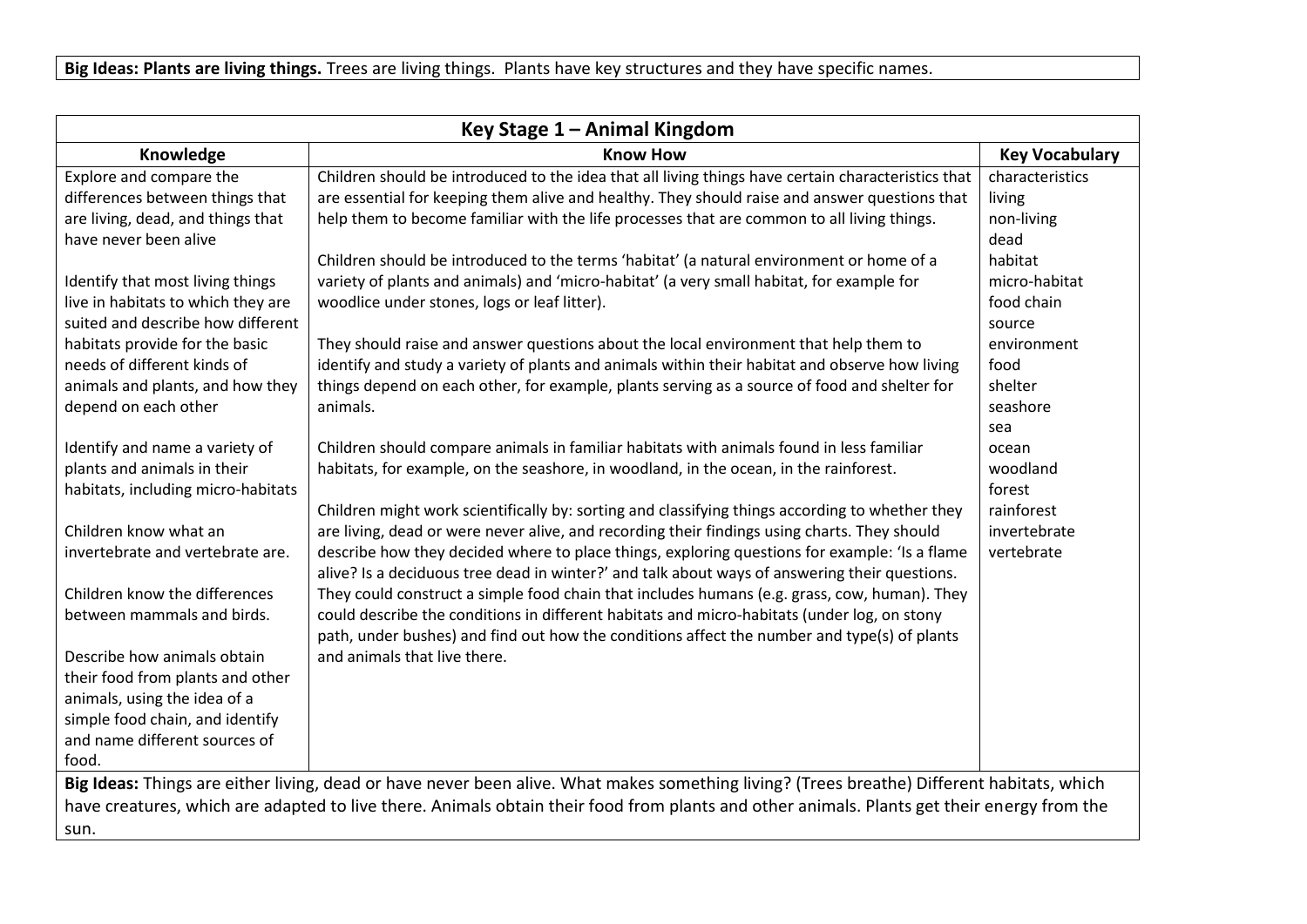**Big Ideas: Plants are living things.** Trees are living things. Plants have key structures and they have specific names.

| Key Stage 1 – Animal Kingdom | | |
|---|---|---|
| **Knowledge** | **Know How** | **Key Vocabulary** |
| Explore and compare the differences between things that are living, dead, and things that have never been alive<br><br>Identify that most living things live in habitats to which they are suited and describe how different habitats provide for the basic needs of different kinds of animals and plants, and how they depend on each other<br><br>Identify and name a variety of plants and animals in their habitats, including micro-habitats<br><br>Children know what an invertebrate and vertebrate are.<br><br>Children know the differences between mammals and birds.<br><br>Describe how animals obtain their food from plants and other animals, using the idea of a simple food chain, and identify and name different sources of food. | Children should be introduced to the idea that all living things have certain characteristics that are essential for keeping them alive and healthy. They should raise and answer questions that help them to become familiar with the life processes that are common to all living things.<br><br>Children should be introduced to the terms 'habitat' (a natural environment or home of a variety of plants and animals) and 'micro-habitat' (a very small habitat, for example for woodlice under stones, logs or leaf litter).<br><br>They should raise and answer questions about the local environment that help them to identify and study a variety of plants and animals within their habitat and observe how living things depend on each other, for example, plants serving as a source of food and shelter for animals.<br><br>Children should compare animals in familiar habitats with animals found in less familiar habitats, for example, on the seashore, in woodland, in the ocean, in the rainforest.<br><br>Children might work scientifically by: sorting and classifying things according to whether they are living, dead or were never alive, and recording their findings using charts. They should describe how they decided where to place things, exploring questions for example: 'Is a flame alive? Is a deciduous tree dead in winter?' and talk about ways of answering their questions. They could construct a simple food chain that includes humans (e.g. grass, cow, human). They could describe the conditions in different habitats and micro-habitats (under log, on stony path, under bushes) and find out how the conditions affect the number and type(s) of plants and animals that live there. | characteristics<br>living<br>non-living<br>dead<br>habitat<br>micro-habitat<br>food chain<br>source<br>environment<br>food<br>shelter<br>seashore<br>sea<br>ocean<br>woodland<br>forest<br>rainforest<br>invertebrate<br>vertebrate |

**Big Ideas:** Things are either living, dead or have never been alive. What makes something living? (Trees breathe) Different habitats, which have creatures, which are adapted to live there. Animals obtain their food from plants and other animals. Plants get their energy from the sun.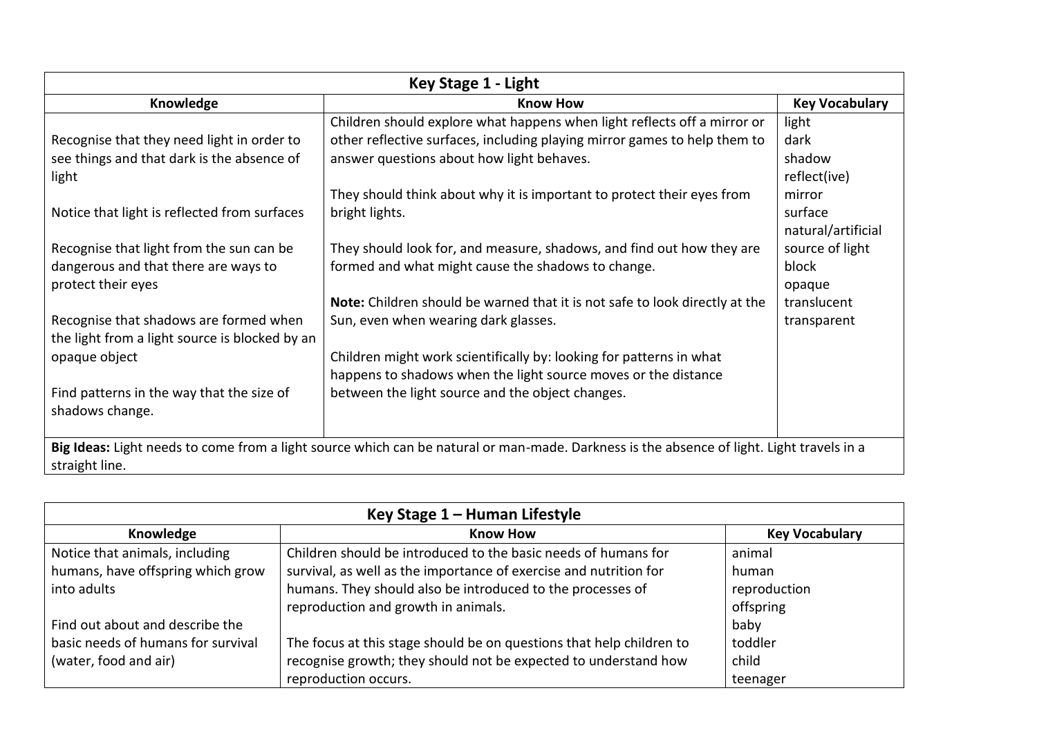## Key Stage 1 - Light

| Knowledge | Know How | Key Vocabulary |
| --- | --- | --- |
| Recognise that they need light in order to see things and that dark is the absence of light<br><br>Notice that light is reflected from surfaces<br><br>Recognise that light from the sun can be dangerous and that there are ways to protect their eyes<br><br>Recognise that shadows are formed when the light from a light source is blocked by an opaque object<br><br>Find patterns in the way that the size of shadows change. | Children should explore what happens when light reflects off a mirror or other reflective surfaces, including playing mirror games to help them to answer questions about how light behaves.<br><br>They should think about why it is important to protect their eyes from bright lights.<br><br>They should look for, and measure, shadows, and find out how they are formed and what might cause the shadows to change.<br><br>**Note:** Children should be warned that it is not safe to look directly at the Sun, even when wearing dark glasses.<br><br>Children might work scientifically by: looking for patterns in what happens to shadows when the light source moves or the distance between the light source and the object changes. | light<br>dark<br>shadow<br>reflect(ive)<br>mirror<br>surface<br>natural/artificial<br>source of light<br>block<br>opaque<br>translucent<br>transparent |
| **Big Ideas:** Light needs to come from a light source which can be natural or man-made. Darkness is the absence of light. Light travels in a straight line. | | |

## Key Stage 1 – Human Lifestyle

| Knowledge | Know How | Key Vocabulary |
| --- | --- | --- |
| Notice that animals, including humans, have offspring which grow into adults<br><br>Find out about and describe the basic needs of humans for survival (water, food and air) | Children should be introduced to the basic needs of humans for survival, as well as the importance of exercise and nutrition for humans. They should also be introduced to the processes of reproduction and growth in animals.<br><br>The focus at this stage should be on questions that help children to recognise growth; they should not be expected to understand how reproduction occurs. | animal<br>human<br>reproduction<br>offspring<br>baby<br>toddler<br>child<br>teenager |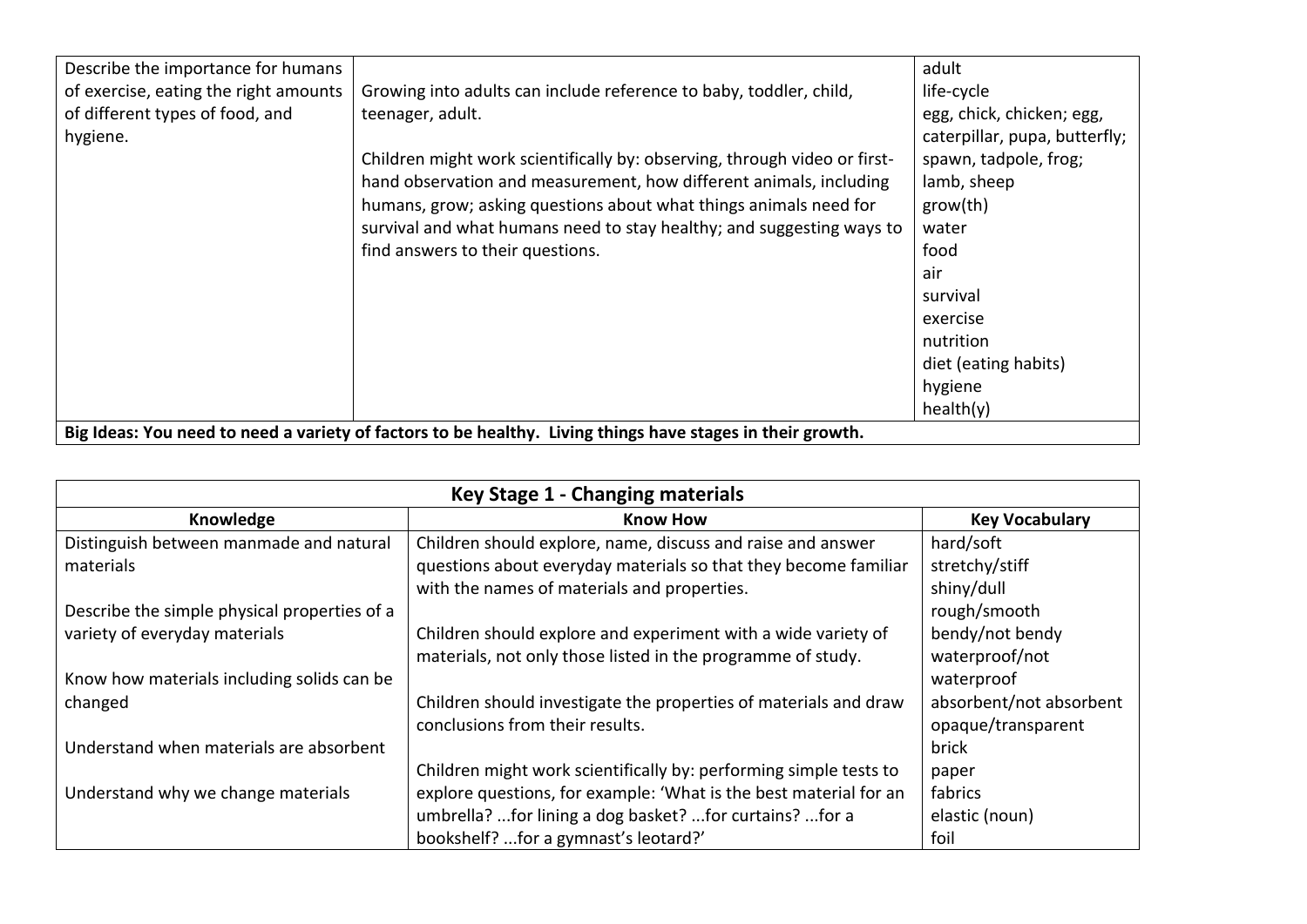| | | |
|---|---|---|
| Describe the importance for humans of exercise, eating the right amounts of different types of food, and hygiene. | Growing into adults can include reference to baby, toddler, child, teenager, adult.<br><br>Children might work scientifically by: observing, through video or first-hand observation and measurement, how different animals, including humans, grow; asking questions about what things animals need for survival and what humans need to stay healthy; and suggesting ways to find answers to their questions. | adult<br>life-cycle<br>egg, chick, chicken; egg, caterpillar, pupa, butterfly;<br>spawn, tadpole, frog;<br>lamb, sheep<br>grow(th)<br>water<br>food<br>air<br>survival<br>exercise<br>nutrition<br>diet (eating habits)<br>hygiene<br>health(y) |
| **Big Ideas: You need to need a variety of factors to be healthy. Living things have stages in their growth.** | | |

| **Key Stage 1 - Changing materials** | | |
|---|---|---|
| **Knowledge** | **Know How** | **Key Vocabulary** |
| Distinguish between manmade and natural materials<br><br>Describe the simple physical properties of a variety of everyday materials<br><br>Know how materials including solids can be changed<br><br>Understand when materials are absorbent<br><br>Understand why we change materials | Children should explore, name, discuss and raise and answer questions about everyday materials so that they become familiar with the names of materials and properties.<br><br>Children should explore and experiment with a wide variety of materials, not only those listed in the programme of study.<br><br>Children should investigate the properties of materials and draw conclusions from their results.<br><br>Children might work scientifically by: performing simple tests to explore questions, for example: 'What is the best material for an umbrella? ...for lining a dog basket? ...for curtains? ...for a bookshelf? ...for a gymnast's leotard?' | hard/soft<br>stretchy/stiff<br>shiny/dull<br>rough/smooth<br>bendy/not bendy<br>waterproof/not waterproof<br>absorbent/not absorbent<br>opaque/transparent<br>brick<br>paper<br>fabrics<br>elastic (noun)<br>foil |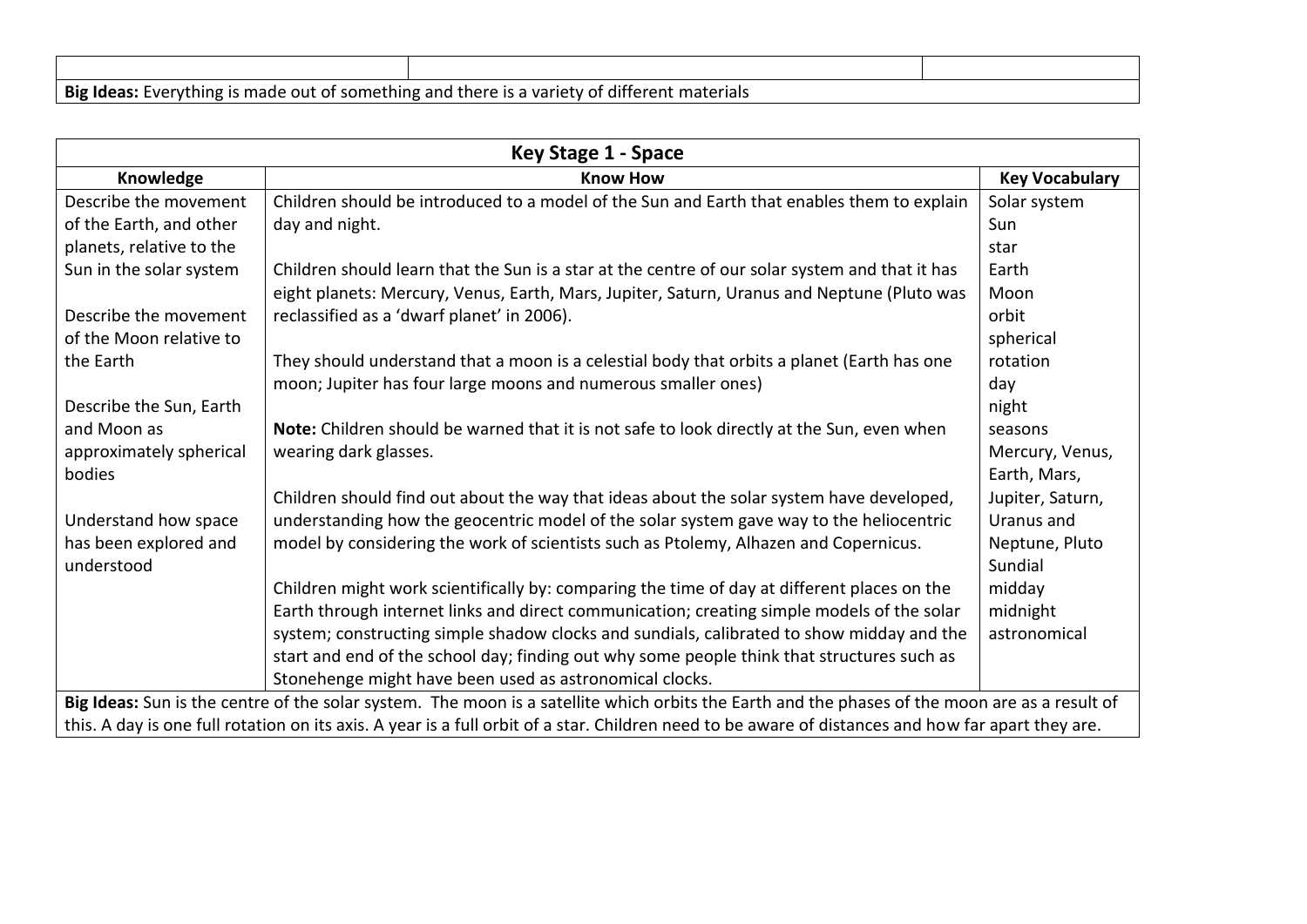| | | |
|---|---|---|
| | | |

**Big Ideas:** Everything is made out of something and there is a variety of different materials

| Key Stage 1 - Space | | |
|---|---|---|
| **Knowledge** | **Know How** | **Key Vocabulary** |
| Describe the movement of the Earth, and other planets, relative to the Sun in the solar system<br><br>Describe the movement of the Moon relative to the Earth<br><br>Describe the Sun, Earth and Moon as approximately spherical bodies<br><br>Understand how space has been explored and understood | Children should be introduced to a model of the Sun and Earth that enables them to explain day and night.<br><br>Children should learn that the Sun is a star at the centre of our solar system and that it has eight planets: Mercury, Venus, Earth, Mars, Jupiter, Saturn, Uranus and Neptune (Pluto was reclassified as a 'dwarf planet' in 2006).<br><br>They should understand that a moon is a celestial body that orbits a planet (Earth has one moon; Jupiter has four large moons and numerous smaller ones)<br><br>**Note:** Children should be warned that it is not safe to look directly at the Sun, even when wearing dark glasses.<br><br>Children should find out about the way that ideas about the solar system have developed, understanding how the geocentric model of the solar system gave way to the heliocentric model by considering the work of scientists such as Ptolemy, Alhazen and Copernicus.<br><br>Children might work scientifically by: comparing the time of day at different places on the Earth through internet links and direct communication; creating simple models of the solar system; constructing simple shadow clocks and sundials, calibrated to show midday and the start and end of the school day; finding out why some people think that structures such as Stonehenge might have been used as astronomical clocks. | Solar system<br>Sun<br>star<br>Earth<br>Moon<br>orbit<br>spherical<br>rotation<br>day<br>night<br>seasons<br>Mercury, Venus, Earth, Mars, Jupiter, Saturn, Uranus and Neptune, Pluto<br>Sundial<br>midday<br>midnight<br>astronomical |

**Big Ideas:** Sun is the centre of the solar system. The moon is a satellite which orbits the Earth and the phases of the moon are as a result of this. A day is one full rotation on its axis. A year is a full orbit of a star. Children need to be aware of distances and how far apart they are.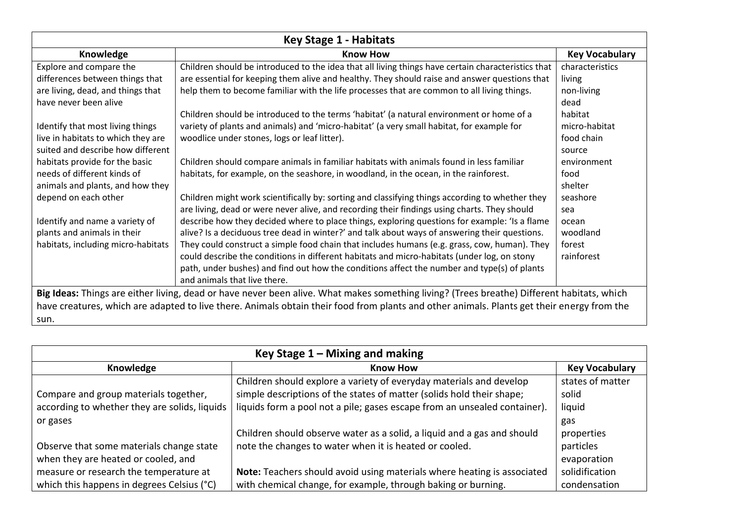| Key Stage 1 - Habitats | | |
|---|---|---|
| **Knowledge** | **Know How** | **Key Vocabulary** |
| Explore and compare the differences between things that are living, dead, and things that have never been alive<br><br>Identify that most living things live in habitats to which they are suited and describe how different habitats provide for the basic needs of different kinds of animals and plants, and how they depend on each other<br><br>Identify and name a variety of plants and animals in their habitats, including micro-habitats | Children should be introduced to the idea that all living things have certain characteristics that are essential for keeping them alive and healthy. They should raise and answer questions that help them to become familiar with the life processes that are common to all living things.<br><br>Children should be introduced to the terms 'habitat' (a natural environment or home of a variety of plants and animals) and 'micro-habitat' (a very small habitat, for example for woodlice under stones, logs or leaf litter).<br><br>Children should compare animals in familiar habitats with animals found in less familiar habitats, for example, on the seashore, in woodland, in the ocean, in the rainforest.<br><br>Children might work scientifically by: sorting and classifying things according to whether they are living, dead or were never alive, and recording their findings using charts. They should describe how they decided where to place things, exploring questions for example: 'Is a flame alive? Is a deciduous tree dead in winter?' and talk about ways of answering their questions. They could construct a simple food chain that includes humans (e.g. grass, cow, human). They could describe the conditions in different habitats and micro-habitats (under log, on stony path, under bushes) and find out how the conditions affect the number and type(s) of plants and animals that live there. | characteristics<br>living<br>non-living<br>dead<br>habitat<br>micro-habitat<br>food chain<br>source<br>environment<br>food<br>shelter<br>seashore<br>sea<br>ocean<br>woodland<br>forest<br>rainforest |
| **Big Ideas:** Things are either living, dead or have never been alive. What makes something living? (Trees breathe) Different habitats, which have creatures, which are adapted to live there. Animals obtain their food from plants and other animals. Plants get their energy from the sun. | | |

| Key Stage 1 – Mixing and making | | |
|---|---|---|
| **Knowledge** | **Know How** | **Key Vocabulary** |
| Compare and group materials together, according to whether they are solids, liquids or gases<br><br>Observe that some materials change state when they are heated or cooled, and measure or research the temperature at which this happens in degrees Celsius (°C) | Children should explore a variety of everyday materials and develop simple descriptions of the states of matter (solids hold their shape; liquids form a pool not a pile; gases escape from an unsealed container).<br><br>Children should observe water as a solid, a liquid and a gas and should note the changes to water when it is heated or cooled.<br><br>**Note:** Teachers should avoid using materials where heating is associated with chemical change, for example, through baking or burning. | states of matter<br>solid<br>liquid<br>gas<br>properties<br>particles<br>evaporation<br>solidification<br>condensation |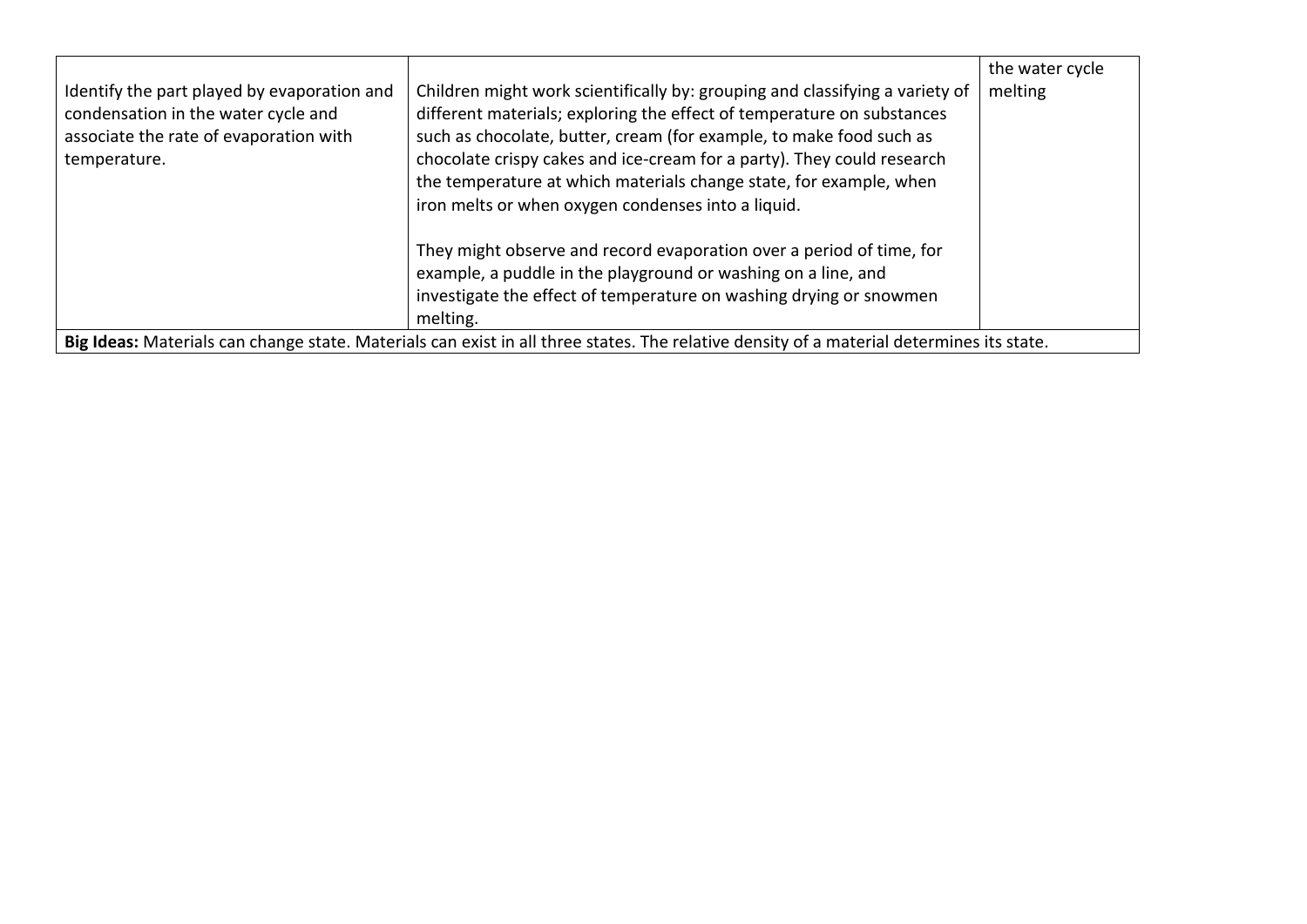| | | |
|---|---|---|
| Identify the part played by evaporation and condensation in the water cycle and associate the rate of evaporation with temperature. | Children might work scientifically by: grouping and classifying a variety of different materials; exploring the effect of temperature on substances such as chocolate, butter, cream (for example, to make food such as chocolate crispy cakes and ice-cream for a party). They could research the temperature at which materials change state, for example, when iron melts or when oxygen condenses into a liquid.<br><br>They might observe and record evaporation over a period of time, for example, a puddle in the playground or washing on a line, and investigate the effect of temperature on washing drying or snowmen melting. | the water cycle<br>melting |
| **Big Ideas:** Materials can change state. Materials can exist in all three states. The relative density of a material determines its state. | | |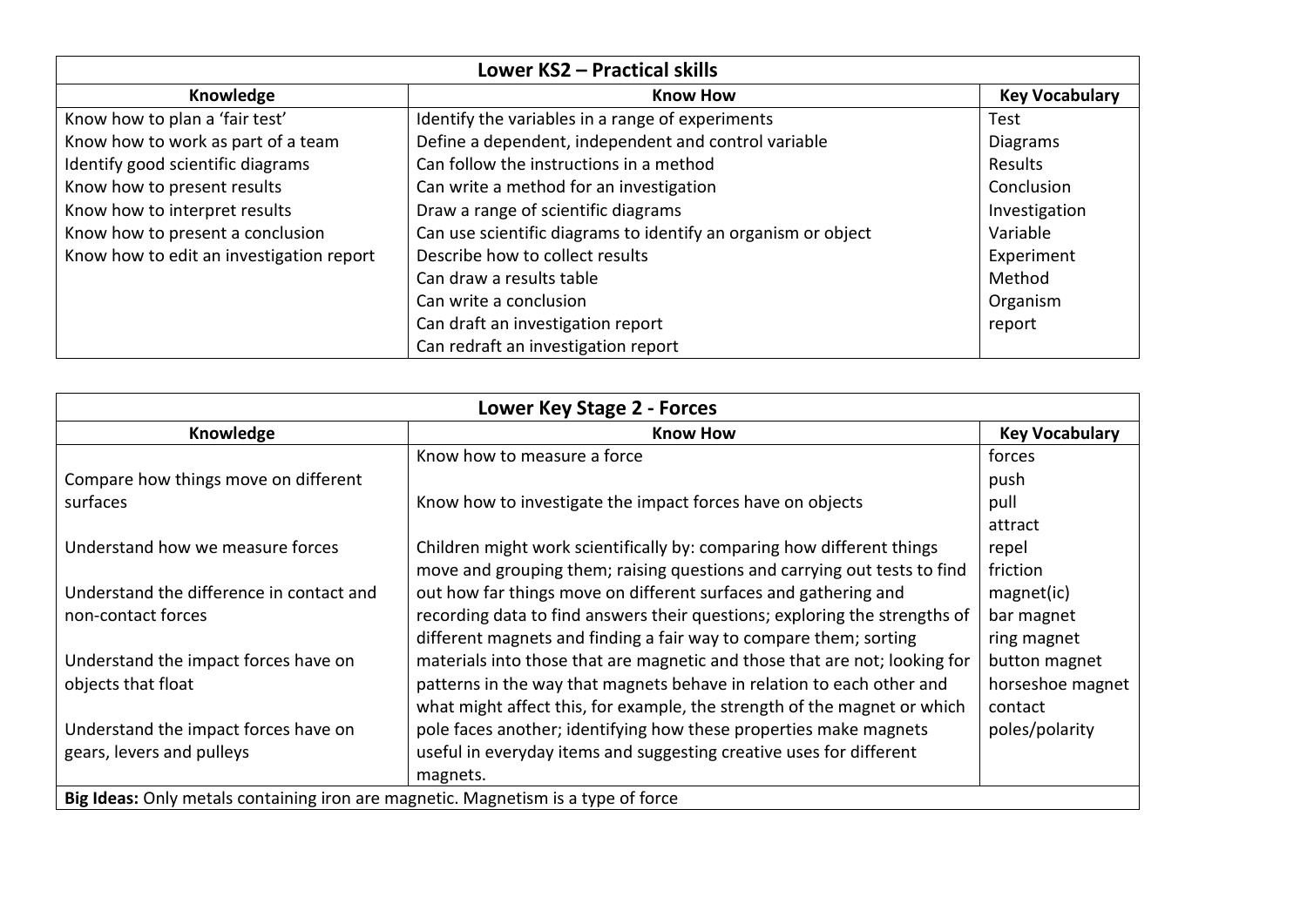| Lower KS2 – Practical skills | | |
|---|---|---|
| **Knowledge** | **Know How** | **Key Vocabulary** |
| Know how to plan a 'fair test' | Identify the variables in a range of experiments | Test |
| Know how to work as part of a team | Define a dependent, independent and control variable | Diagrams |
| Identify good scientific diagrams | Can follow the instructions in a method | Results |
| Know how to present results | Can write a method for an investigation | Conclusion |
| Know how to interpret results | Draw a range of scientific diagrams | Investigation |
| Know how to present a conclusion | Can use scientific diagrams to identify an organism or object | Variable |
| Know how to edit an investigation report | Describe how to collect results | Experiment |
| | Can draw a results table | Method |
| | Can write a conclusion | Organism |
| | Can draft an investigation report | report |
| | Can redraft an investigation report | |

| Lower Key Stage 2 - Forces | | |
|---|---|---|
| **Knowledge** | **Know How** | **Key Vocabulary** |
| Compare how things move on different surfaces<br><br>Understand how we measure forces<br><br>Understand the difference in contact and non-contact forces<br><br>Understand the impact forces have on objects that float<br><br>Understand the impact forces have on gears, levers and pulleys | Know how to measure a force<br><br>Know how to investigate the impact forces have on objects<br><br>Children might work scientifically by: comparing how different things move and grouping them; raising questions and carrying out tests to find out how far things move on different surfaces and gathering and recording data to find answers their questions; exploring the strengths of different magnets and finding a fair way to compare them; sorting materials into those that are magnetic and those that are not; looking for patterns in the way that magnets behave in relation to each other and what might affect this, for example, the strength of the magnet or which pole faces another; identifying how these properties make magnets useful in everyday items and suggesting creative uses for different magnets. | forces<br>push<br>pull<br>attract<br>repel<br>friction<br>magnet(ic)<br>bar magnet<br>ring magnet<br>button magnet<br>horseshoe magnet<br>contact<br>poles/polarity |
| **Big Ideas:** Only metals containing iron are magnetic. Magnetism is a type of force | | |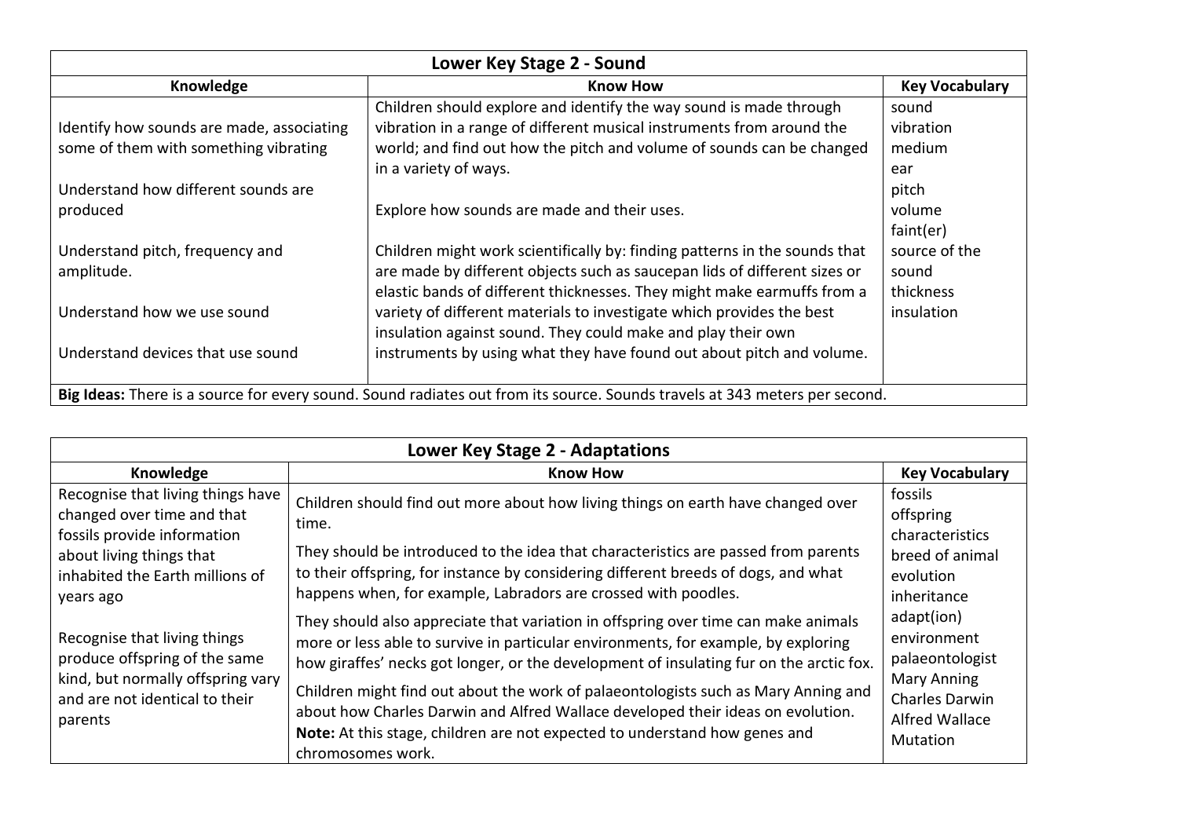| Lower Key Stage 2 - Sound | | |
|---|---|---|
| **Knowledge** | **Know How** | **Key Vocabulary** |
| Identify how sounds are made, associating some of them with something vibrating<br><br>Understand how different sounds are produced<br><br>Understand pitch, frequency and amplitude.<br><br>Understand how we use sound<br><br>Understand devices that use sound | Children should explore and identify the way sound is made through vibration in a range of different musical instruments from around the world; and find out how the pitch and volume of sounds can be changed in a variety of ways.<br><br>Explore how sounds are made and their uses.<br><br>Children might work scientifically by: finding patterns in the sounds that are made by different objects such as saucepan lids of different sizes or elastic bands of different thicknesses. They might make earmuffs from a variety of different materials to investigate which provides the best insulation against sound. They could make and play their own instruments by using what they have found out about pitch and volume. | sound<br>vibration<br>medium<br>ear<br>pitch<br>volume<br>faint(er)<br>source of the sound<br>thickness<br>insulation |
| **Big Ideas:** There is a source for every sound. Sound radiates out from its source. Sounds travels at 343 meters per second. | | |

| Lower Key Stage 2 - Adaptations | | |
|---|---|---|
| **Knowledge** | **Know How** | **Key Vocabulary** |
| Recognise that living things have changed over time and that fossils provide information about living things that inhabited the Earth millions of years ago<br><br>Recognise that living things produce offspring of the same kind, but normally offspring vary and are not identical to their parents | Children should find out more about how living things on earth have changed over time.<br><br>They should be introduced to the idea that characteristics are passed from parents to their offspring, for instance by considering different breeds of dogs, and what happens when, for example, Labradors are crossed with poodles.<br><br>They should also appreciate that variation in offspring over time can make animals more or less able to survive in particular environments, for example, by exploring how giraffes' necks got longer, or the development of insulating fur on the arctic fox.<br><br>Children might find out about the work of palaeontologists such as Mary Anning and about how Charles Darwin and Alfred Wallace developed their ideas on evolution.<br>**Note:** At this stage, children are not expected to understand how genes and chromosomes work. | fossils<br>offspring<br>characteristics<br>breed of animal<br>evolution<br>inheritance<br>adapt(ion)<br>environment<br>palaeontologist<br>Mary Anning<br>Charles Darwin<br>Alfred Wallace<br>Mutation |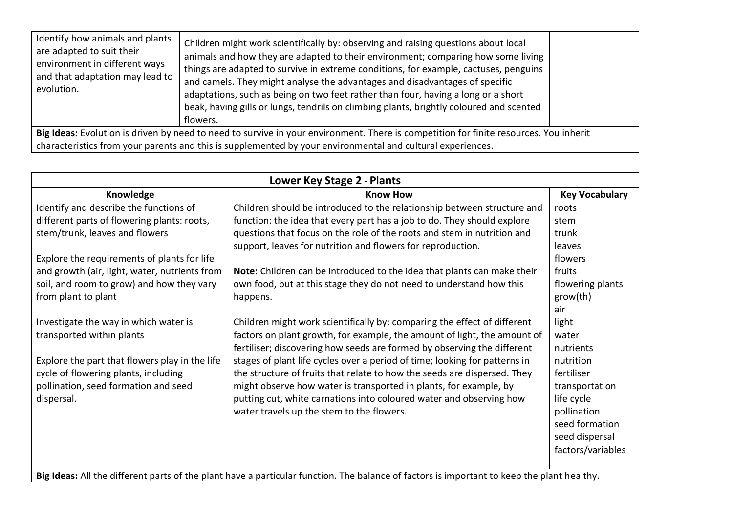| | | |
|---|---|---|
| Identify how animals and plants are adapted to suit their environment in different ways and that adaptation may lead to evolution. | Children might work scientifically by: observing and raising questions about local animals and how they are adapted to their environment; comparing how some living things are adapted to survive in extreme conditions, for example, cactuses, penguins and camels. They might analyse the advantages and disadvantages of specific adaptations, such as being on two feet rather than four, having a long or a short beak, having gills or lungs, tendrils on climbing plants, brightly coloured and scented flowers. | |

**Big Ideas:** Evolution is driven by need to need to survive in your environment. There is competition for finite resources. You inherit characteristics from your parents and this is supplemented by your environmental and cultural experiences.

| Lower Key Stage 2 - Plants | | |
|---|---|---|
| **Knowledge** | **Know How** | **Key Vocabulary** |
| Identify and describe the functions of different parts of flowering plants: roots, stem/trunk, leaves and flowers<br><br>Explore the requirements of plants for life and growth (air, light, water, nutrients from soil, and room to grow) and how they vary from plant to plant<br><br>Investigate the way in which water is transported within plants<br><br>Explore the part that flowers play in the life cycle of flowering plants, including pollination, seed formation and seed dispersal. | Children should be introduced to the relationship between structure and function: the idea that every part has a job to do. They should explore questions that focus on the role of the roots and stem in nutrition and support, leaves for nutrition and flowers for reproduction.<br><br>**Note:** Children can be introduced to the idea that plants can make their own food, but at this stage they do not need to understand how this happens.<br><br>Children might work scientifically by: comparing the effect of different factors on plant growth, for example, the amount of light, the amount of fertiliser; discovering how seeds are formed by observing the different stages of plant life cycles over a period of time; looking for patterns in the structure of fruits that relate to how the seeds are dispersed. They might observe how water is transported in plants, for example, by putting cut, white carnations into coloured water and observing how water travels up the stem to the flowers. | roots<br>stem<br>trunk<br>leaves<br>flowers<br>fruits<br>flowering plants<br>grow(th)<br>air<br>light<br>water<br>nutrients<br>nutrition<br>fertiliser<br>transportation<br>life cycle<br>pollination<br>seed formation<br>seed dispersal<br>factors/variables |

**Big Ideas:** All the different parts of the plant have a particular function. The balance of factors is important to keep the plant healthy.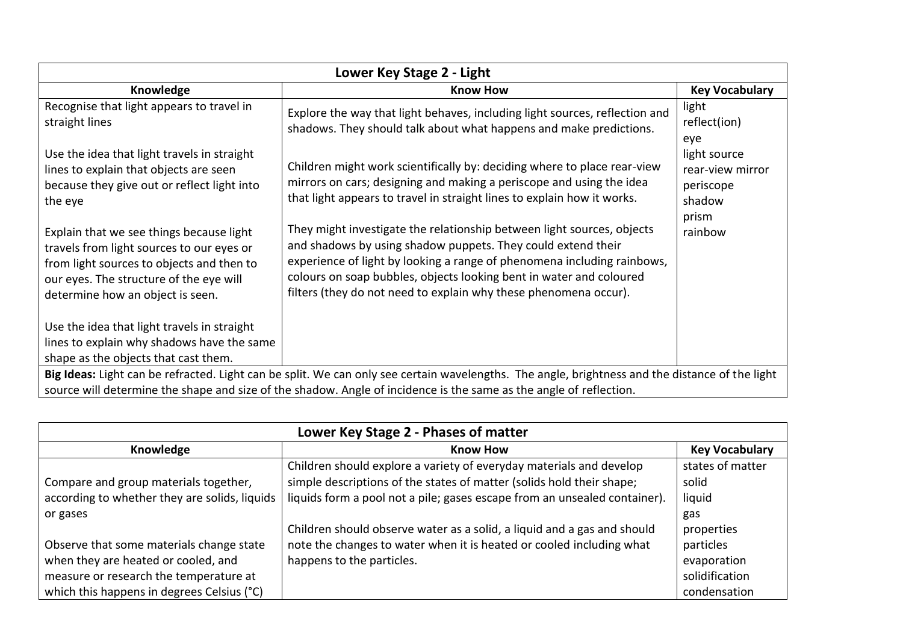| Lower Key Stage 2 - Light | | |
|---|---|---|
| **Knowledge** | **Know How** | **Key Vocabulary** |
| Recognise that light appears to travel in straight lines<br><br>Use the idea that light travels in straight lines to explain that objects are seen because they give out or reflect light into the eye<br><br>Explain that we see things because light travels from light sources to our eyes or from light sources to objects and then to our eyes. The structure of the eye will determine how an object is seen.<br><br>Use the idea that light travels in straight lines to explain why shadows have the same shape as the objects that cast them. | Explore the way that light behaves, including light sources, reflection and shadows. They should talk about what happens and make predictions.<br><br>Children might work scientifically by: deciding where to place rear-view mirrors on cars; designing and making a periscope and using the idea that light appears to travel in straight lines to explain how it works.<br><br>They might investigate the relationship between light sources, objects and shadows by using shadow puppets. They could extend their experience of light by looking a range of phenomena including rainbows, colours on soap bubbles, objects looking bent in water and coloured filters (they do not need to explain why these phenomena occur). | light<br>reflect(ion)<br>eye<br>light source<br>rear-view mirror<br>periscope<br>shadow<br>prism<br>rainbow |
| **Big Ideas:** Light can be refracted. Light can be split. We can only see certain wavelengths. The angle, brightness and the distance of the light source will determine the shape and size of the shadow. Angle of incidence is the same as the angle of reflection. | | |

| Lower Key Stage 2 - Phases of matter | | |
|---|---|---|
| **Knowledge** | **Know How** | **Key Vocabulary** |
| Compare and group materials together, according to whether they are solids, liquids or gases<br><br>Observe that some materials change state when they are heated or cooled, and measure or research the temperature at which this happens in degrees Celsius (°C) | Children should explore a variety of everyday materials and develop simple descriptions of the states of matter (solids hold their shape; liquids form a pool not a pile; gases escape from an unsealed container).<br><br>Children should observe water as a solid, a liquid and a gas and should note the changes to water when it is heated or cooled including what happens to the particles. | states of matter<br>solid<br>liquid<br>gas<br>properties<br>particles<br>evaporation<br>solidification<br>condensation |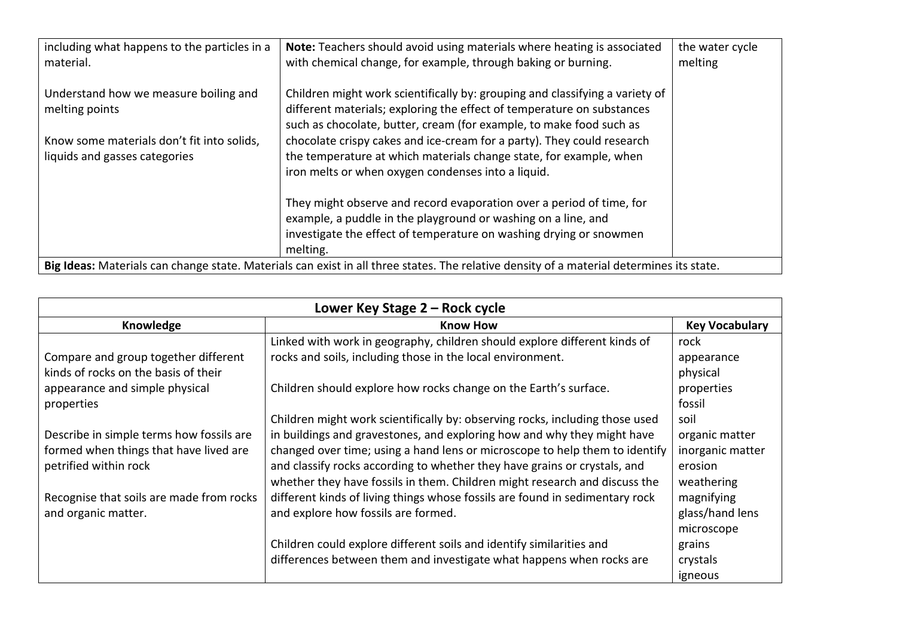| | | |
|---|---|---|
| including what happens to the particles in a material.<br><br>Understand how we measure boiling and melting points<br><br>Know some materials don't fit into solids, liquids and gasses categories | **Note:** Teachers should avoid using materials where heating is associated with chemical change, for example, through baking or burning.<br><br>Children might work scientifically by: grouping and classifying a variety of different materials; exploring the effect of temperature on substances such as chocolate, butter, cream (for example, to make food such as chocolate crispy cakes and ice-cream for a party). They could research the temperature at which materials change state, for example, when iron melts or when oxygen condenses into a liquid.<br><br>They might observe and record evaporation over a period of time, for example, a puddle in the playground or washing on a line, and investigate the effect of temperature on washing drying or snowmen melting. | the water cycle<br>melting |
| **Big Ideas:** Materials can change state. Materials can exist in all three states. The relative density of a material determines its state. | | |

| **Lower Key Stage 2 – Rock cycle** | | |
|---|---|---|
| **Knowledge** | **Know How** | **Key Vocabulary** |
| Compare and group together different kinds of rocks on the basis of their appearance and simple physical properties<br><br>Describe in simple terms how fossils are formed when things that have lived are petrified within rock<br><br>Recognise that soils are made from rocks and organic matter. | Linked with work in geography, children should explore different kinds of rocks and soils, including those in the local environment.<br><br>Children should explore how rocks change on the Earth's surface.<br><br>Children might work scientifically by: observing rocks, including those used in buildings and gravestones, and exploring how and why they might have changed over time; using a hand lens or microscope to help them to identify and classify rocks according to whether they have grains or crystals, and whether they have fossils in them. Children might research and discuss the different kinds of living things whose fossils are found in sedimentary rock and explore how fossils are formed.<br><br>Children could explore different soils and identify similarities and differences between them and investigate what happens when rocks are | rock<br>appearance<br>physical<br>properties<br>fossil<br>soil<br>organic matter<br>inorganic matter<br>erosion<br>weathering<br>magnifying<br>glass/hand lens<br>microscope<br>grains<br>crystals<br>igneous |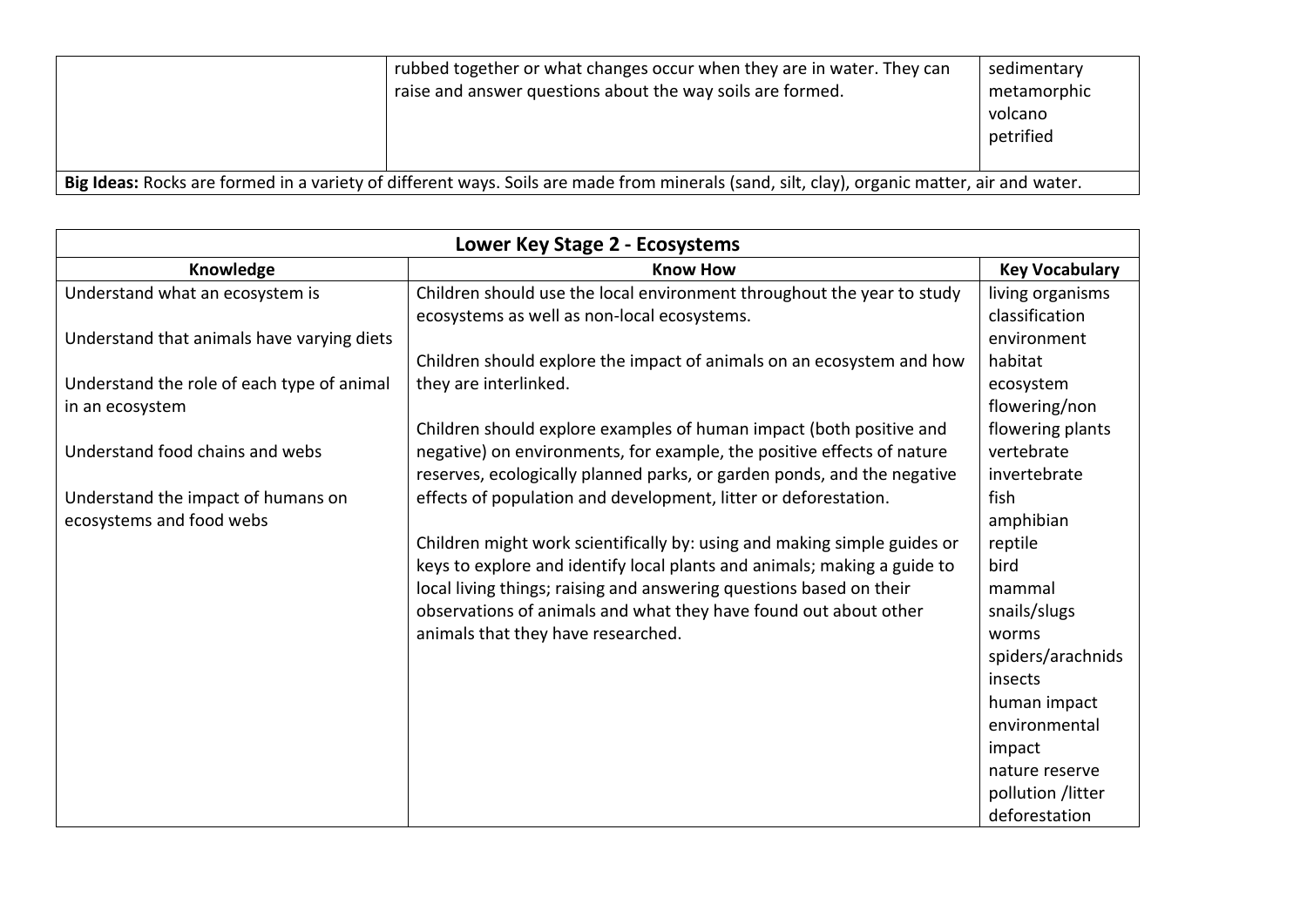| | | |
|---|---|---|
| | rubbed together or what changes occur when they are in water. They can raise and answer questions about the way soils are formed. | sedimentary<br>metamorphic<br>volcano<br>petrified |
| **Big Ideas:** Rocks are formed in a variety of different ways. Soils are made from minerals (sand, silt, clay), organic matter, air and water. | | |

| Lower Key Stage 2 - Ecosystems | | |
|---|---|---|
| **Knowledge** | **Know How** | **Key Vocabulary** |
| Understand what an ecosystem is<br><br>Understand that animals have varying diets<br><br>Understand the role of each type of animal in an ecosystem<br><br>Understand food chains and webs<br><br>Understand the impact of humans on ecosystems and food webs | Children should use the local environment throughout the year to study ecosystems as well as non-local ecosystems.<br><br>Children should explore the impact of animals on an ecosystem and how they are interlinked.<br><br>Children should explore examples of human impact (both positive and negative) on environments, for example, the positive effects of nature reserves, ecologically planned parks, or garden ponds, and the negative effects of population and development, litter or deforestation.<br><br>Children might work scientifically by: using and making simple guides or keys to explore and identify local plants and animals; making a guide to local living things; raising and answering questions based on their observations of animals and what they have found out about other animals that they have researched. | living organisms<br>classification<br>environment<br>habitat<br>ecosystem<br>flowering/non flowering plants<br>vertebrate<br>invertebrate<br>fish<br>amphibian<br>reptile<br>bird<br>mammal<br>snails/slugs<br>worms<br>spiders/arachnids<br>insects<br>human impact<br>environmental impact<br>nature reserve<br>pollution /litter<br>deforestation |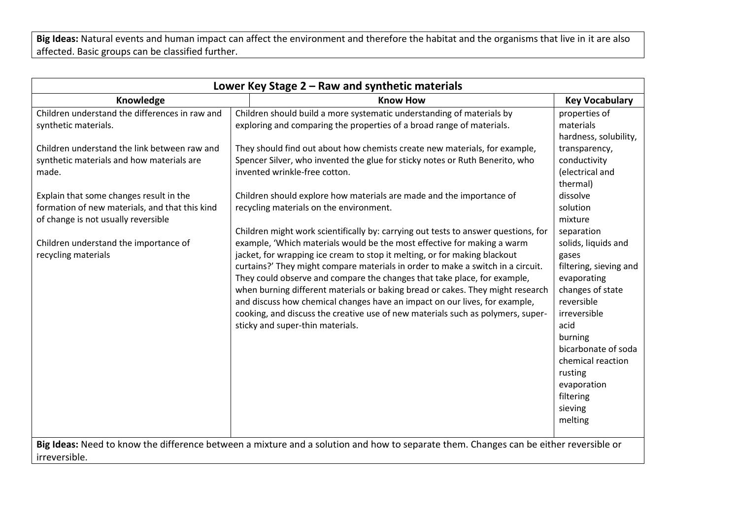**Big Ideas:** Natural events and human impact can affect the environment and therefore the habitat and the organisms that live in it are also affected. Basic groups can be classified further.

| Lower Key Stage 2 – Raw and synthetic materials | | |
|---|---|---|
| **Knowledge** | **Know How** | **Key Vocabulary** |
| Children understand the differences in raw and synthetic materials.<br><br>Children understand the link between raw and synthetic materials and how materials are made.<br><br>Explain that some changes result in the formation of new materials, and that this kind of change is not usually reversible<br><br>Children understand the importance of recycling materials | Children should build a more systematic understanding of materials by exploring and comparing the properties of a broad range of materials.<br><br>They should find out about how chemists create new materials, for example, Spencer Silver, who invented the glue for sticky notes or Ruth Benerito, who invented wrinkle-free cotton.<br><br>Children should explore how materials are made and the importance of recycling materials on the environment.<br><br>Children might work scientifically by: carrying out tests to answer questions, for example, 'Which materials would be the most effective for making a warm jacket, for wrapping ice cream to stop it melting, or for making blackout curtains?' They might compare materials in order to make a switch in a circuit. They could observe and compare the changes that take place, for example, when burning different materials or baking bread or cakes. They might research and discuss how chemical changes have an impact on our lives, for example, cooking, and discuss the creative use of new materials such as polymers, super-sticky and super-thin materials. | properties of materials<br>hardness, solubility, transparency, conductivity (electrical and thermal)<br>dissolve<br>solution<br>mixture<br>separation<br>solids, liquids and gases<br>filtering, sieving and evaporating<br>changes of state<br>reversible<br>irreversible<br>acid<br>burning<br>bicarbonate of soda<br>chemical reaction<br>rusting<br>evaporation<br>filtering<br>sieving<br>melting |
| **Big Ideas:** Need to know the difference between a mixture and a solution and how to separate them. Changes can be either reversible or irreversible. | | |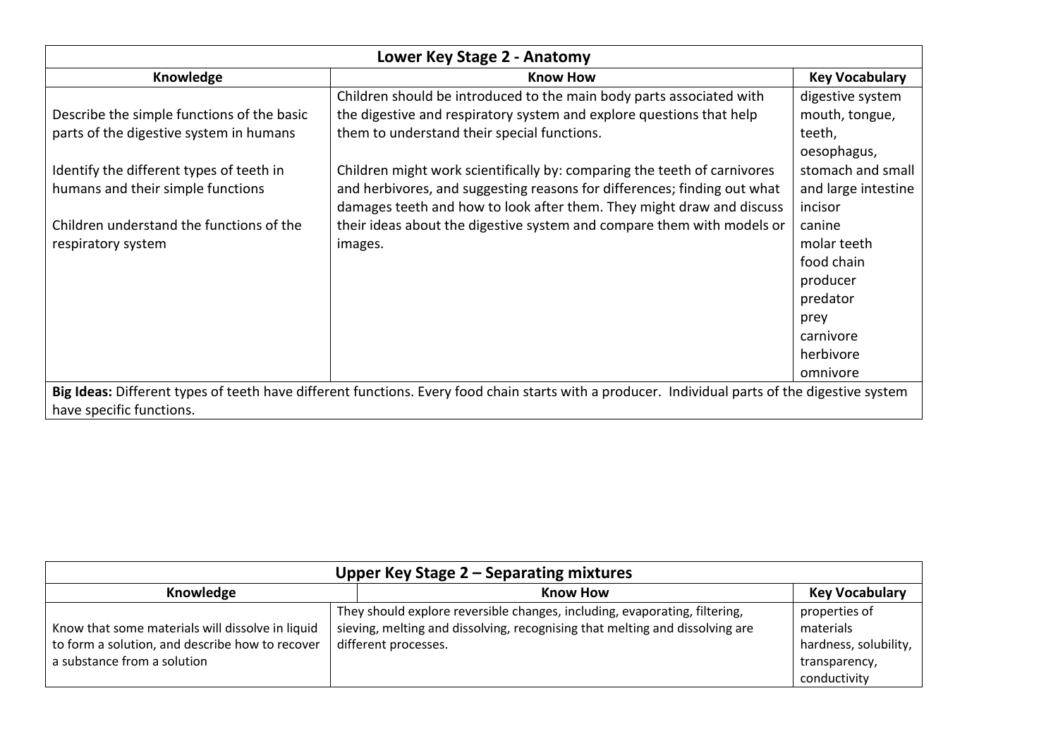| Lower Key Stage 2 - Anatomy | | |
|---|---|---|
| **Knowledge** | **Know How** | **Key Vocabulary** |
| Describe the simple functions of the basic parts of the digestive system in humans<br><br>Identify the different types of teeth in humans and their simple functions<br><br>Children understand the functions of the respiratory system | Children should be introduced to the main body parts associated with the digestive and respiratory system and explore questions that help them to understand their special functions.<br><br>Children might work scientifically by: comparing the teeth of carnivores and herbivores, and suggesting reasons for differences; finding out what damages teeth and how to look after them. They might draw and discuss their ideas about the digestive system and compare them with models or images. | digestive system<br>mouth, tongue, teeth, oesophagus, stomach and small and large intestine<br>incisor<br>canine<br>molar teeth<br>food chain<br>producer<br>predator<br>prey<br>carnivore<br>herbivore<br>omnivore |
| **Big Ideas:** Different types of teeth have different functions. Every food chain starts with a producer. Individual parts of the digestive system have specific functions. | | |

| Upper Key Stage 2 – Separating mixtures | | |
|---|---|---|
| **Knowledge** | **Know How** | **Key Vocabulary** |
| Know that some materials will dissolve in liquid to form a solution, and describe how to recover a substance from a solution | They should explore reversible changes, including, evaporating, filtering, sieving, melting and dissolving, recognising that melting and dissolving are different processes. | properties of materials<br>hardness, solubility, transparency, conductivity |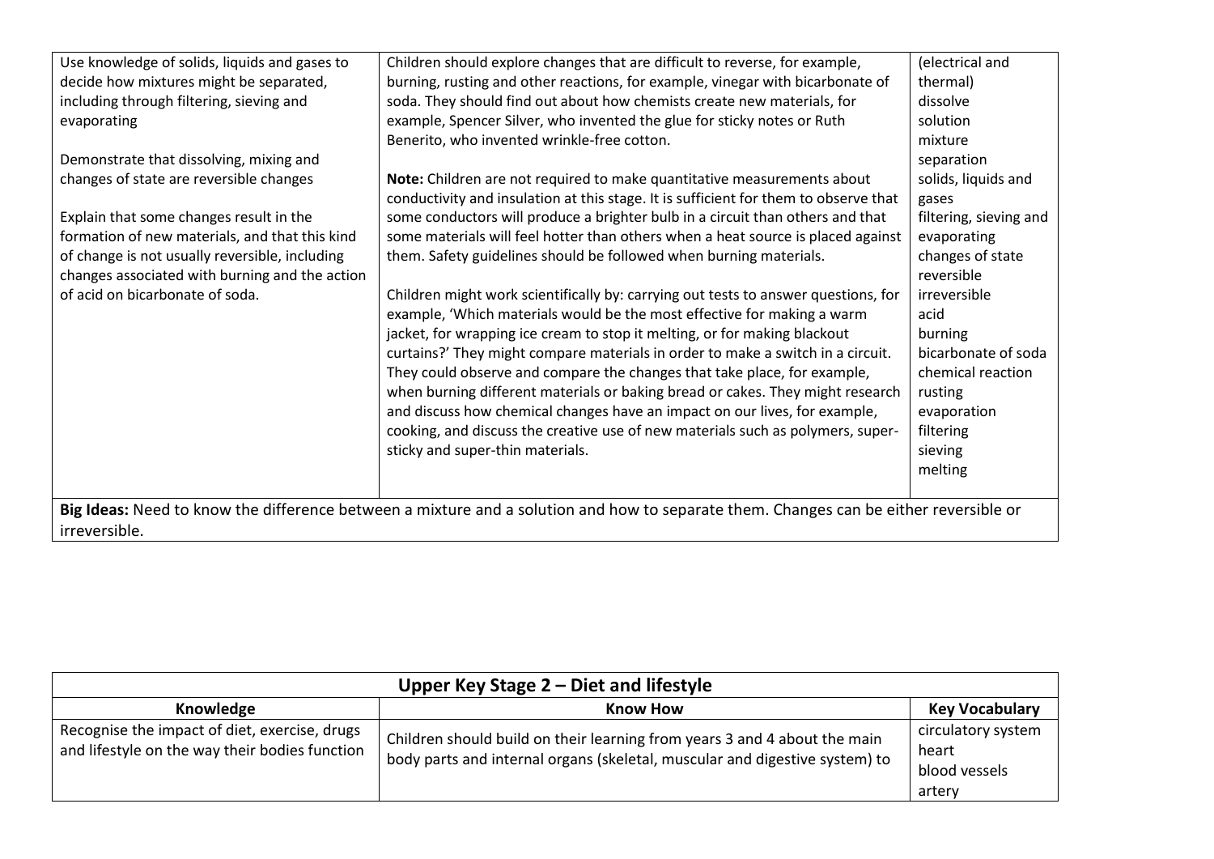| | | |
|---|---|---|
| Use knowledge of solids, liquids and gases to decide how mixtures might be separated, including through filtering, sieving and evaporating<br><br>Demonstrate that dissolving, mixing and changes of state are reversible changes<br><br>Explain that some changes result in the formation of new materials, and that this kind of change is not usually reversible, including changes associated with burning and the action of acid on bicarbonate of soda. | Children should explore changes that are difficult to reverse, for example, burning, rusting and other reactions, for example, vinegar with bicarbonate of soda. They should find out about how chemists create new materials, for example, Spencer Silver, who invented the glue for sticky notes or Ruth Benerito, who invented wrinkle-free cotton.<br><br>**Note:** Children are not required to make quantitative measurements about conductivity and insulation at this stage. It is sufficient for them to observe that some conductors will produce a brighter bulb in a circuit than others and that some materials will feel hotter than others when a heat source is placed against them. Safety guidelines should be followed when burning materials.<br><br>Children might work scientifically by: carrying out tests to answer questions, for example, 'Which materials would be the most effective for making a warm jacket, for wrapping ice cream to stop it melting, or for making blackout curtains?' They might compare materials in order to make a switch in a circuit. They could observe and compare the changes that take place, for example, when burning different materials or baking bread or cakes. They might research and discuss how chemical changes have an impact on our lives, for example, cooking, and discuss the creative use of new materials such as polymers, super-sticky and super-thin materials. | (electrical and thermal)<br>dissolve<br>solution<br>mixture<br>separation<br>solids, liquids and gases<br>filtering, sieving and evaporating<br>changes of state<br>reversible<br>irreversible<br>acid<br>burning<br>bicarbonate of soda<br>chemical reaction<br>rusting<br>evaporation<br>filtering<br>sieving<br>melting |
| **Big Ideas:** Need to know the difference between a mixture and a solution and how to separate them. Changes can be either reversible or irreversible. | | |

| Upper Key Stage 2 – Diet and lifestyle | | |
|---|---|---|
| **Knowledge** | **Know How** | **Key Vocabulary** |
| Recognise the impact of diet, exercise, drugs and lifestyle on the way their bodies function | Children should build on their learning from years 3 and 4 about the main body parts and internal organs (skeletal, muscular and digestive system) to | circulatory system<br>heart<br>blood vessels<br>artery |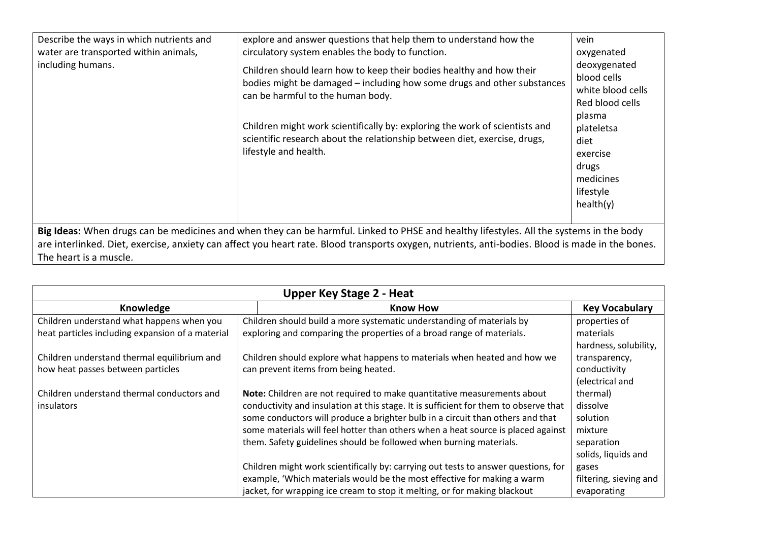| | | |
|---|---|---|
| Describe the ways in which nutrients and water are transported within animals, including humans. | explore and answer questions that help them to understand how the circulatory system enables the body to function.<br><br>Children should learn how to keep their bodies healthy and how their bodies might be damaged – including how some drugs and other substances can be harmful to the human body.<br><br>Children might work scientifically by: exploring the work of scientists and scientific research about the relationship between diet, exercise, drugs, lifestyle and health. | vein<br>oxygenated<br>deoxygenated<br>blood cells<br>white blood cells<br>Red blood cells<br>plasma<br>plateletsa<br>diet<br>exercise<br>drugs<br>medicines<br>lifestyle<br>health(y) |

**Big Ideas:** When drugs can be medicines and when they can be harmful. Linked to PHSE and healthy lifestyles. All the systems in the body are interlinked. Diet, exercise, anxiety can affect you heart rate. Blood transports oxygen, nutrients, anti-bodies. Blood is made in the bones. The heart is a muscle.

## Upper Key Stage 2 - Heat

| Knowledge | Know How | Key Vocabulary |
|---|---|---|
| Children understand what happens when you heat particles including expansion of a material<br><br>Children understand thermal equilibrium and how heat passes between particles<br><br>Children understand thermal conductors and insulators | Children should build a more systematic understanding of materials by exploring and comparing the properties of a broad range of materials.<br><br>Children should explore what happens to materials when heated and how we can prevent items from being heated.<br><br>**Note:** Children are not required to make quantitative measurements about conductivity and insulation at this stage. It is sufficient for them to observe that some conductors will produce a brighter bulb in a circuit than others and that some materials will feel hotter than others when a heat source is placed against them. Safety guidelines should be followed when burning materials.<br><br>Children might work scientifically by: carrying out tests to answer questions, for example, 'Which materials would be the most effective for making a warm jacket, for wrapping ice cream to stop it melting, or for making blackout | properties of materials<br>hardness, solubility, transparency, conductivity (electrical and thermal)<br>dissolve<br>solution<br>mixture<br>separation<br>solids, liquids and gases<br>filtering, sieving and evaporating |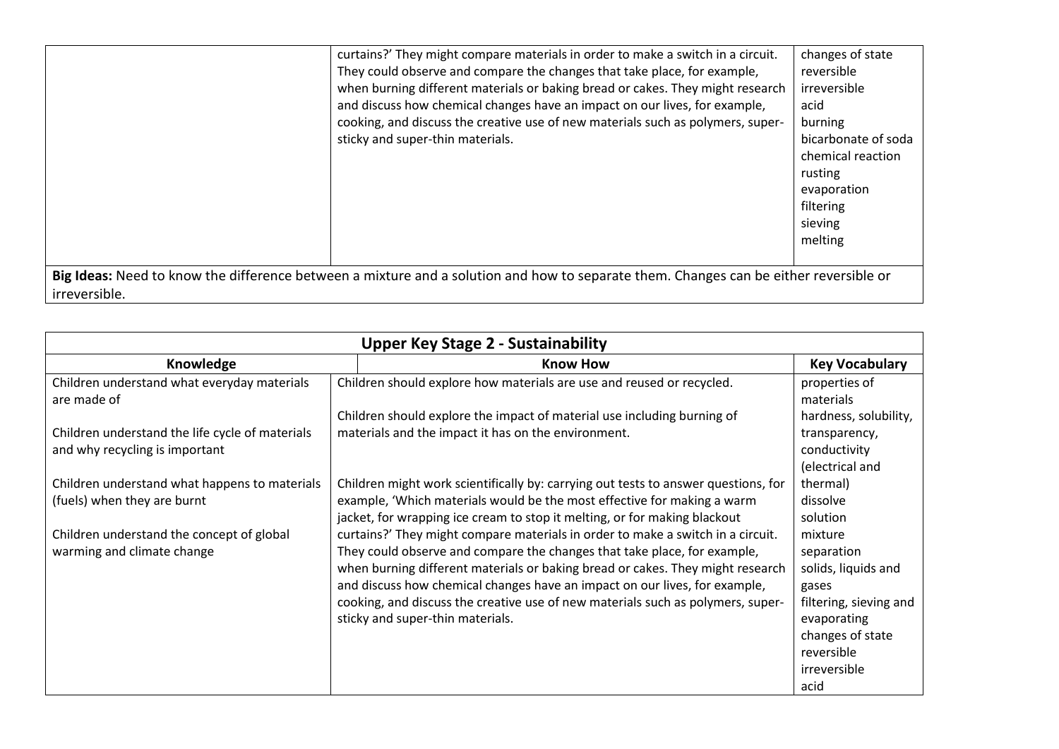| | | |
|---|---|---|
| | curtains?' They might compare materials in order to make a switch in a circuit. They could observe and compare the changes that take place, for example, when burning different materials or baking bread or cakes. They might research and discuss how chemical changes have an impact on our lives, for example, cooking, and discuss the creative use of new materials such as polymers, super-sticky and super-thin materials. | changes of state<br>reversible<br>irreversible<br>acid<br>burning<br>bicarbonate of soda<br>chemical reaction<br>rusting<br>evaporation<br>filtering<br>sieving<br>melting |
| **Big Ideas:** Need to know the difference between a mixture and a solution and how to separate them. Changes can be either reversible or irreversible. | | |

| **Upper Key Stage 2 - Sustainability** | | |
|---|---|---|
| **Knowledge** | **Know How** | **Key Vocabulary** |
| Children understand what everyday materials are made of<br><br>Children understand the life cycle of materials and why recycling is important<br><br>Children understand what happens to materials (fuels) when they are burnt<br><br>Children understand the concept of global warming and climate change | Children should explore how materials are use and reused or recycled.<br><br>Children should explore the impact of material use including burning of materials and the impact it has on the environment.<br><br>Children might work scientifically by: carrying out tests to answer questions, for example, 'Which materials would be the most effective for making a warm jacket, for wrapping ice cream to stop it melting, or for making blackout curtains?' They might compare materials in order to make a switch in a circuit. They could observe and compare the changes that take place, for example, when burning different materials or baking bread or cakes. They might research and discuss how chemical changes have an impact on our lives, for example, cooking, and discuss the creative use of new materials such as polymers, super-sticky and super-thin materials. | properties of materials<br>hardness, solubility, transparency, conductivity (electrical and thermal)<br>dissolve<br>solution<br>mixture<br>separation<br>solids, liquids and gases<br>filtering, sieving and evaporating<br>changes of state<br>reversible<br>irreversible<br>acid |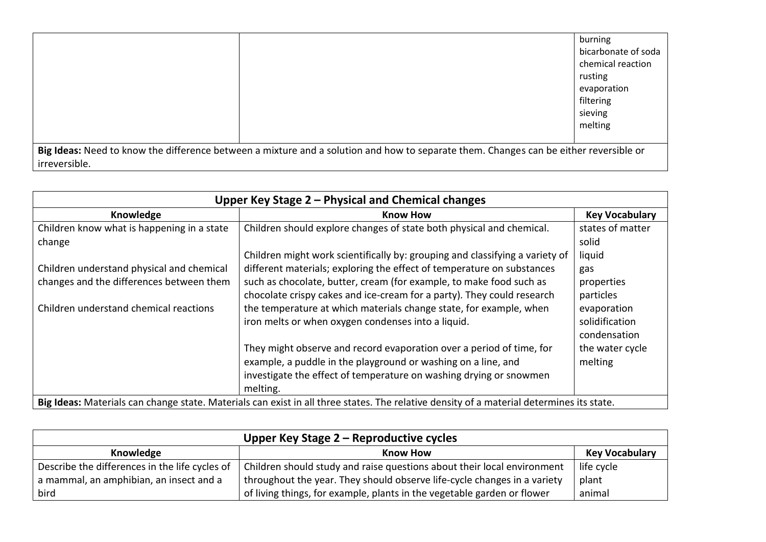| | | |
|---|---|---|
| | | burning<br>bicarbonate of soda<br>chemical reaction<br>rusting<br>evaporation<br>filtering<br>sieving<br>melting |
| **Big Ideas:** Need to know the difference between a mixture and a solution and how to separate them. Changes can be either reversible or irreversible. | | |

| Upper Key Stage 2 – Physical and Chemical changes | | |
|---|---|---|
| **Knowledge** | **Know How** | **Key Vocabulary** |
| Children know what is happening in a state change<br><br>Children understand physical and chemical changes and the differences between them<br><br>Children understand chemical reactions | Children should explore changes of state both physical and chemical.<br><br>Children might work scientifically by: grouping and classifying a variety of different materials; exploring the effect of temperature on substances such as chocolate, butter, cream (for example, to make food such as chocolate crispy cakes and ice-cream for a party). They could research the temperature at which materials change state, for example, when iron melts or when oxygen condenses into a liquid.<br><br>They might observe and record evaporation over a period of time, for example, a puddle in the playground or washing on a line, and investigate the effect of temperature on washing drying or snowmen melting. | states of matter<br>solid<br>liquid<br>gas<br>properties<br>particles<br>evaporation<br>solidification<br>condensation<br>the water cycle<br>melting |
| **Big Ideas:** Materials can change state. Materials can exist in all three states. The relative density of a material determines its state. | | |

| Upper Key Stage 2 – Reproductive cycles | | |
|---|---|---|
| **Knowledge** | **Know How** | **Key Vocabulary** |
| Describe the differences in the life cycles of a mammal, an amphibian, an insect and a bird | Children should study and raise questions about their local environment throughout the year. They should observe life-cycle changes in a variety of living things, for example, plants in the vegetable garden or flower | life cycle<br>plant<br>animal |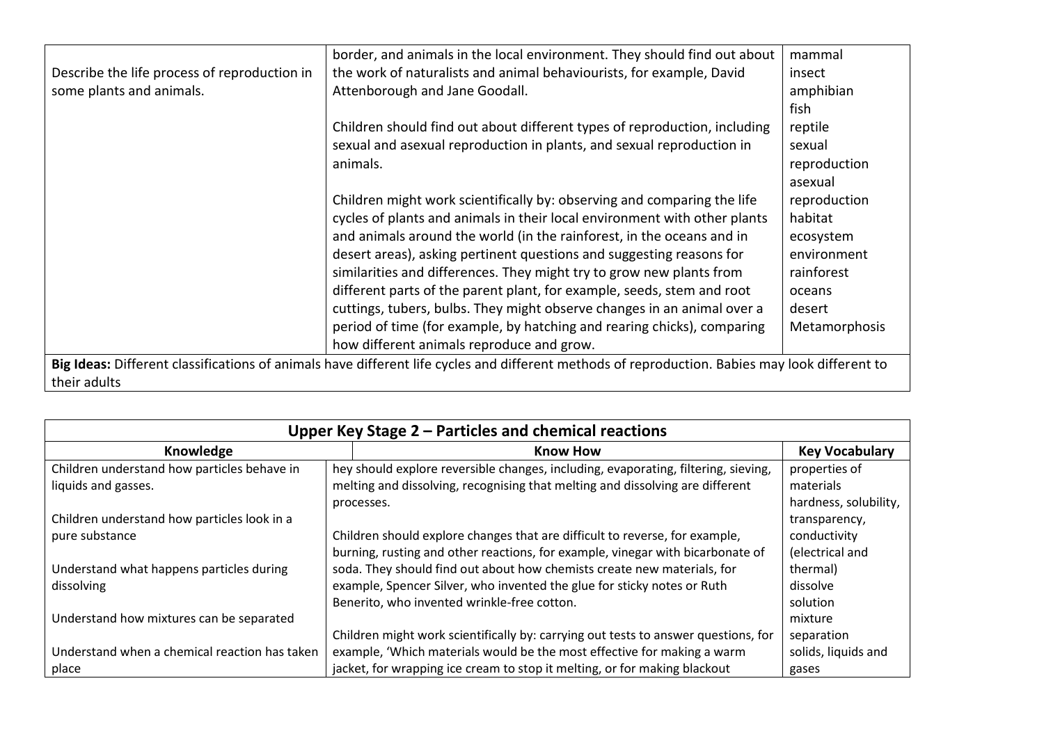| | | |
|---|---|---|
| Describe the life process of reproduction in some plants and animals. | border, and animals in the local environment. They should find out about the work of naturalists and animal behaviourists, for example, David Attenborough and Jane Goodall.<br><br>Children should find out about different types of reproduction, including sexual and asexual reproduction in plants, and sexual reproduction in animals.<br><br>Children might work scientifically by: observing and comparing the life cycles of plants and animals in their local environment with other plants and animals around the world (in the rainforest, in the oceans and in desert areas), asking pertinent questions and suggesting reasons for similarities and differences. They might try to grow new plants from different parts of the parent plant, for example, seeds, stem and root cuttings, tubers, bulbs. They might observe changes in an animal over a period of time (for example, by hatching and rearing chicks), comparing how different animals reproduce and grow. | mammal<br>insect<br>amphibian<br>fish<br>reptile<br>sexual reproduction<br>asexual reproduction<br>habitat<br>ecosystem<br>environment<br>rainforest<br>oceans<br>desert<br>Metamorphosis |
| **Big Ideas:** Different classifications of animals have different life cycles and different methods of reproduction. Babies may look different to their adults | | |

| **Upper Key Stage 2 – Particles and chemical reactions** | | |
|---|---|---|
| **Knowledge** | **Know How** | **Key Vocabulary** |
| Children understand how particles behave in liquids and gasses.<br><br>Children understand how particles look in a pure substance<br><br>Understand what happens particles during dissolving<br><br>Understand how mixtures can be separated<br><br>Understand when a chemical reaction has taken place | hey should explore reversible changes, including, evaporating, filtering, sieving, melting and dissolving, recognising that melting and dissolving are different processes.<br><br>Children should explore changes that are difficult to reverse, for example, burning, rusting and other reactions, for example, vinegar with bicarbonate of soda. They should find out about how chemists create new materials, for example, Spencer Silver, who invented the glue for sticky notes or Ruth Benerito, who invented wrinkle-free cotton.<br><br>Children might work scientifically by: carrying out tests to answer questions, for example, 'Which materials would be the most effective for making a warm jacket, for wrapping ice cream to stop it melting, or for making blackout | properties of materials<br>hardness, solubility, transparency, conductivity (electrical and thermal)<br>dissolve<br>solution<br>mixture<br>separation<br>solids, liquids and gases |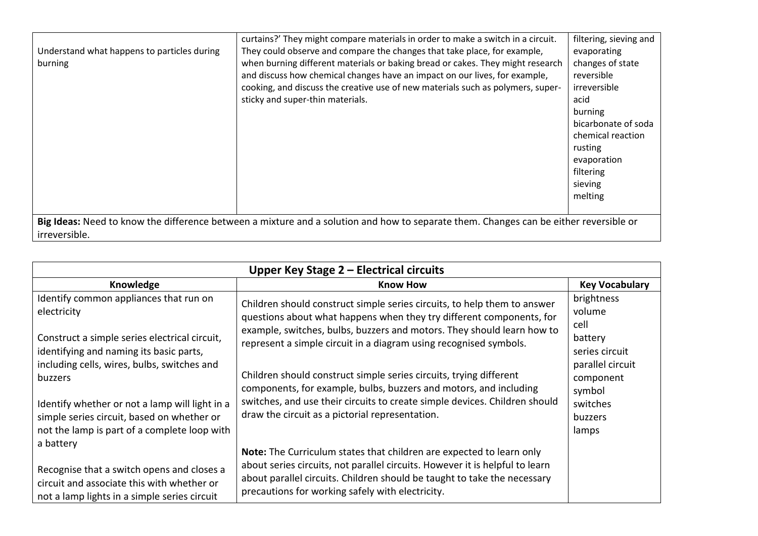| | | |
|---|---|---|
| Understand what happens to particles during burning | curtains?' They might compare materials in order to make a switch in a circuit. They could observe and compare the changes that take place, for example, when burning different materials or baking bread or cakes. They might research and discuss how chemical changes have an impact on our lives, for example, cooking, and discuss the creative use of new materials such as polymers, super-sticky and super-thin materials. | filtering, sieving and evaporating<br>changes of state<br>reversible<br>irreversible<br>acid<br>burning<br>bicarbonate of soda<br>chemical reaction<br>rusting<br>evaporation<br>filtering<br>sieving<br>melting |
| **Big Ideas:** Need to know the difference between a mixture and a solution and how to separate them. Changes can be either reversible or irreversible. | | |

| Upper Key Stage 2 – Electrical circuits | | |
|---|---|---|
| **Knowledge** | **Know How** | **Key Vocabulary** |
| Identify common appliances that run on electricity<br><br>Construct a simple series electrical circuit, identifying and naming its basic parts, including cells, wires, bulbs, switches and buzzers<br><br>Identify whether or not a lamp will light in a simple series circuit, based on whether or not the lamp is part of a complete loop with a battery<br><br>Recognise that a switch opens and closes a circuit and associate this with whether or not a lamp lights in a simple series circuit | Children should construct simple series circuits, to help them to answer questions about what happens when they try different components, for example, switches, bulbs, buzzers and motors. They should learn how to represent a simple circuit in a diagram using recognised symbols.<br><br>Children should construct simple series circuits, trying different components, for example, bulbs, buzzers and motors, and including switches, and use their circuits to create simple devices. Children should draw the circuit as a pictorial representation.<br><br>**Note:** The Curriculum states that children are expected to learn only about series circuits, not parallel circuits. However it is helpful to learn about parallel circuits. Children should be taught to take the necessary precautions for working safely with electricity. | brightness<br>volume<br>cell<br>battery<br>series circuit<br>parallel circuit<br>component<br>symbol<br>switches<br>buzzers<br>lamps |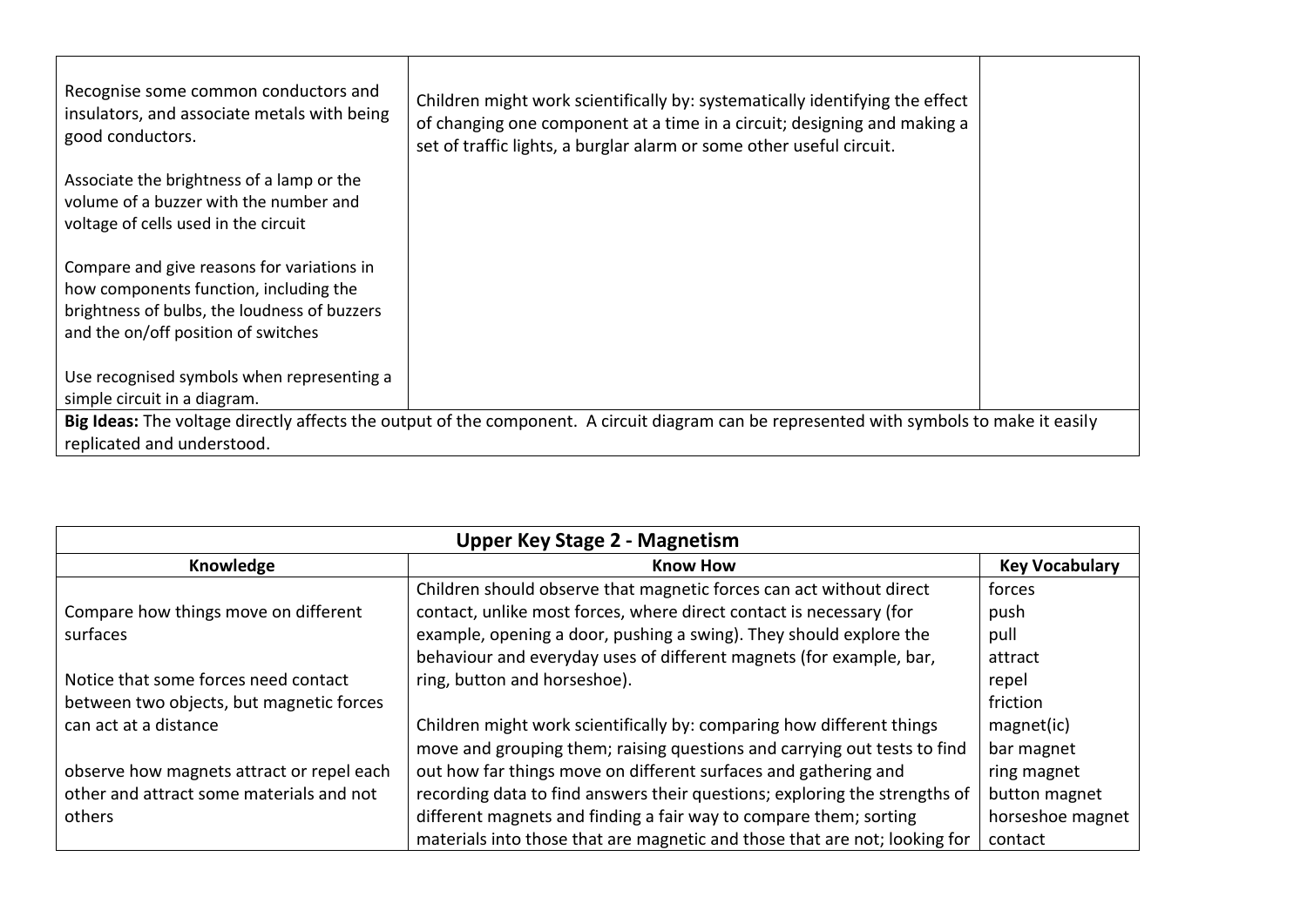| | | |
|---|---|---|
| Recognise some common conductors and insulators, and associate metals with being good conductors.<br><br>Associate the brightness of a lamp or the volume of a buzzer with the number and voltage of cells used in the circuit<br><br>Compare and give reasons for variations in how components function, including the brightness of bulbs, the loudness of buzzers and the on/off position of switches<br><br>Use recognised symbols when representing a simple circuit in a diagram. | Children might work scientifically by: systematically identifying the effect of changing one component at a time in a circuit; designing and making a set of traffic lights, a burglar alarm or some other useful circuit. | |
| **Big Ideas:** The voltage directly affects the output of the component. A circuit diagram can be represented with symbols to make it easily replicated and understood. | | |

| **Upper Key Stage 2 - Magnetism** | | |
|---|---|---|
| **Knowledge** | **Know How** | **Key Vocabulary** |
| Compare how things move on different surfaces<br><br>Notice that some forces need contact between two objects, but magnetic forces can act at a distance<br><br>observe how magnets attract or repel each other and attract some materials and not others | Children should observe that magnetic forces can act without direct contact, unlike most forces, where direct contact is necessary (for example, opening a door, pushing a swing). They should explore the behaviour and everyday uses of different magnets (for example, bar, ring, button and horseshoe).<br><br>Children might work scientifically by: comparing how different things move and grouping them; raising questions and carrying out tests to find out how far things move on different surfaces and gathering and recording data to find answers their questions; exploring the strengths of different magnets and finding a fair way to compare them; sorting materials into those that are magnetic and those that are not; looking for | forces<br>push<br>pull<br>attract<br>repel<br>friction<br>magnet(ic)<br>bar magnet<br>ring magnet<br>button magnet<br>horseshoe magnet<br>contact |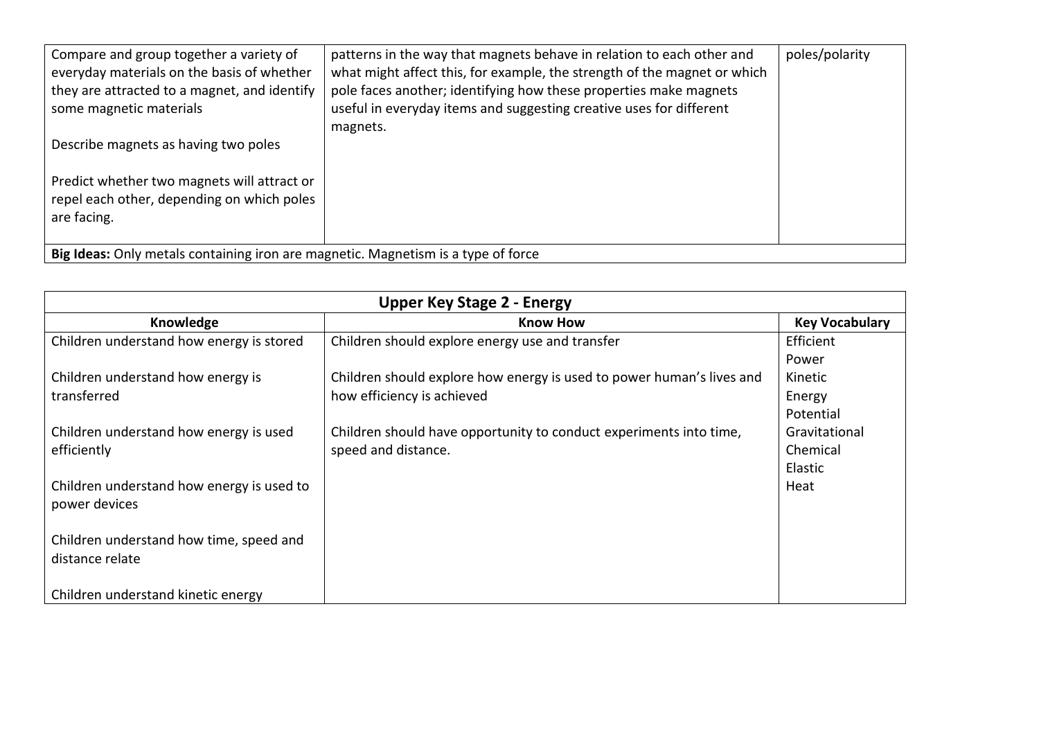| | | |
|---|---|---|
| Compare and group together a variety of everyday materials on the basis of whether they are attracted to a magnet, and identify some magnetic materials<br><br>Describe magnets as having two poles<br><br>Predict whether two magnets will attract or repel each other, depending on which poles are facing. | patterns in the way that magnets behave in relation to each other and what might affect this, for example, the strength of the magnet or which pole faces another; identifying how these properties make magnets useful in everyday items and suggesting creative uses for different magnets. | poles/polarity |
| **Big Ideas:** Only metals containing iron are magnetic. Magnetism is a type of force | | |

| Upper Key Stage 2 - Energy | | |
|---|---|---|
| **Knowledge** | **Know How** | **Key Vocabulary** |
| Children understand how energy is stored<br><br>Children understand how energy is transferred<br><br>Children understand how energy is used efficiently<br><br>Children understand how energy is used to power devices<br><br>Children understand how time, speed and distance relate<br><br>Children understand kinetic energy | Children should explore energy use and transfer<br><br>Children should explore how energy is used to power human's lives and how efficiency is achieved<br><br>Children should have opportunity to conduct experiments into time, speed and distance. | Efficient<br>Power<br>Kinetic<br>Energy<br>Potential<br>Gravitational<br>Chemical<br>Elastic<br>Heat |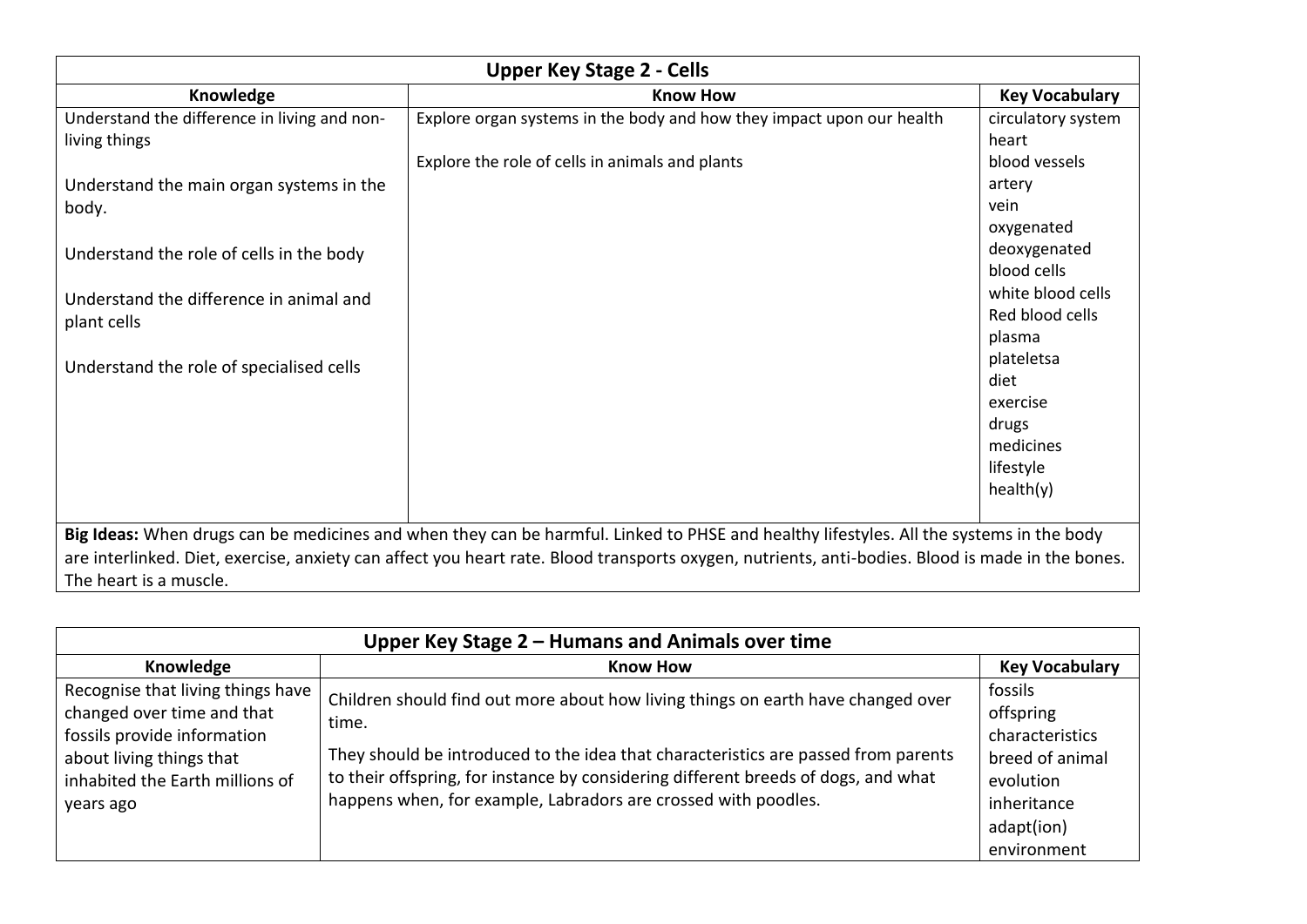| Upper Key Stage 2 - Cells | | |
|---|---|---|
| **Knowledge** | **Know How** | **Key Vocabulary** |
| Understand the difference in living and non-living things<br><br>Understand the main organ systems in the body.<br><br>Understand the role of cells in the body<br><br>Understand the difference in animal and plant cells<br><br>Understand the role of specialised cells | Explore organ systems in the body and how they impact upon our health<br><br>Explore the role of cells in animals and plants | circulatory system<br>heart<br>blood vessels<br>artery<br>vein<br>oxygenated<br>deoxygenated<br>blood cells<br>white blood cells<br>Red blood cells<br>plasma<br>plateletsa<br>diet<br>exercise<br>drugs<br>medicines<br>lifestyle<br>health(y) |
| **Big Ideas:** When drugs can be medicines and when they can be harmful. Linked to PHSE and healthy lifestyles. All the systems in the body are interlinked. Diet, exercise, anxiety can affect you heart rate. Blood transports oxygen, nutrients, anti-bodies. Blood is made in the bones. The heart is a muscle. | | |

| Upper Key Stage 2 – Humans and Animals over time | | |
|---|---|---|
| **Knowledge** | **Know How** | **Key Vocabulary** |
| Recognise that living things have changed over time and that fossils provide information about living things that inhabited the Earth millions of years ago | Children should find out more about how living things on earth have changed over time.<br><br>They should be introduced to the idea that characteristics are passed from parents to their offspring, for instance by considering different breeds of dogs, and what happens when, for example, Labradors are crossed with poodles. | fossils<br>offspring<br>characteristics<br>breed of animal<br>evolution<br>inheritance<br>adapt(ion)<br>environment |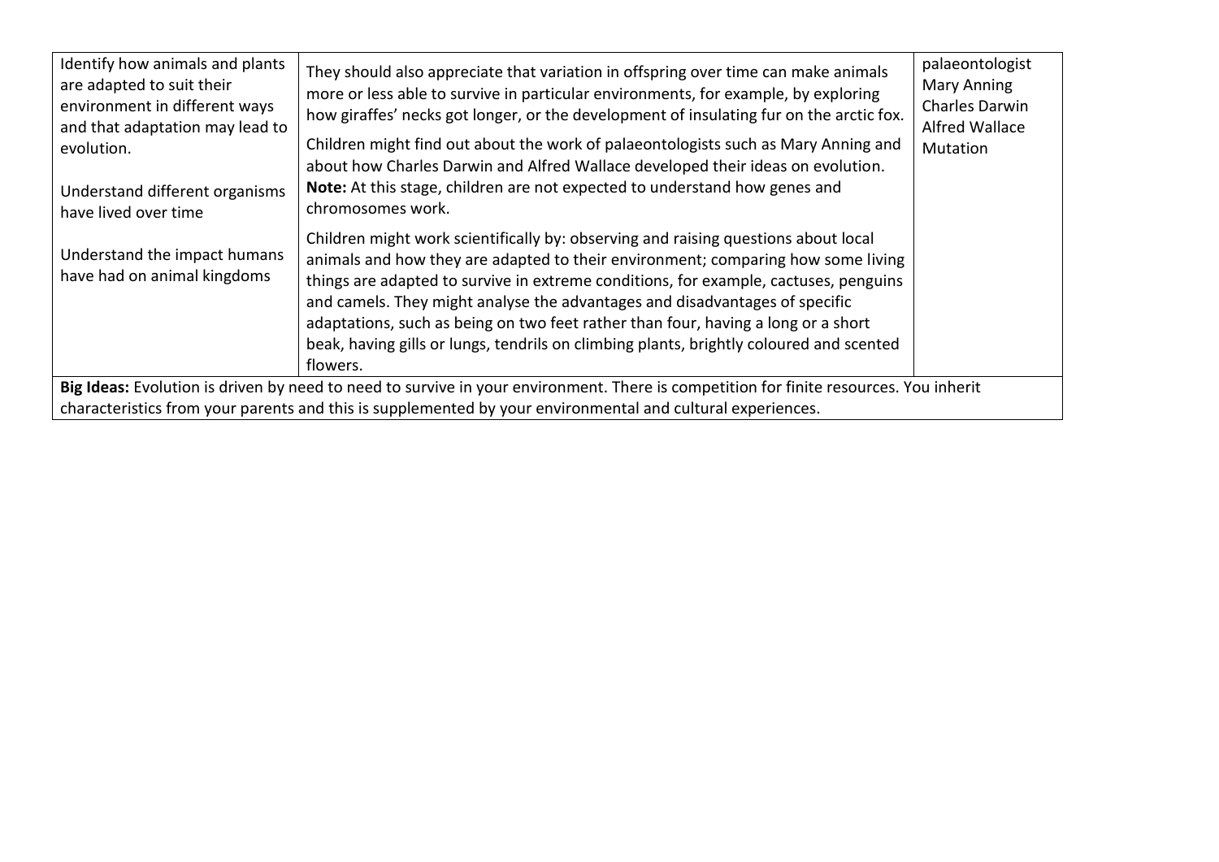| | | |
|---|---|---|
| Identify how animals and plants are adapted to suit their environment in different ways and that adaptation may lead to evolution.<br><br>Understand different organisms have lived over time<br><br>Understand the impact humans have had on animal kingdoms | They should also appreciate that variation in offspring over time can make animals more or less able to survive in particular environments, for example, by exploring how giraffes' necks got longer, or the development of insulating fur on the arctic fox.<br><br>Children might find out about the work of palaeontologists such as Mary Anning and about how Charles Darwin and Alfred Wallace developed their ideas on evolution.<br>**Note:** At this stage, children are not expected to understand how genes and chromosomes work.<br><br>Children might work scientifically by: observing and raising questions about local animals and how they are adapted to their environment; comparing how some living things are adapted to survive in extreme conditions, for example, cactuses, penguins and camels. They might analyse the advantages and disadvantages of specific adaptations, such as being on two feet rather than four, having a long or a short beak, having gills or lungs, tendrils on climbing plants, brightly coloured and scented flowers. | palaeontologist<br>Mary Anning<br>Charles Darwin<br>Alfred Wallace<br>Mutation |
| **Big Ideas:** Evolution is driven by need to need to survive in your environment. There is competition for finite resources. You inherit characteristics from your parents and this is supplemented by your environmental and cultural experiences. | | |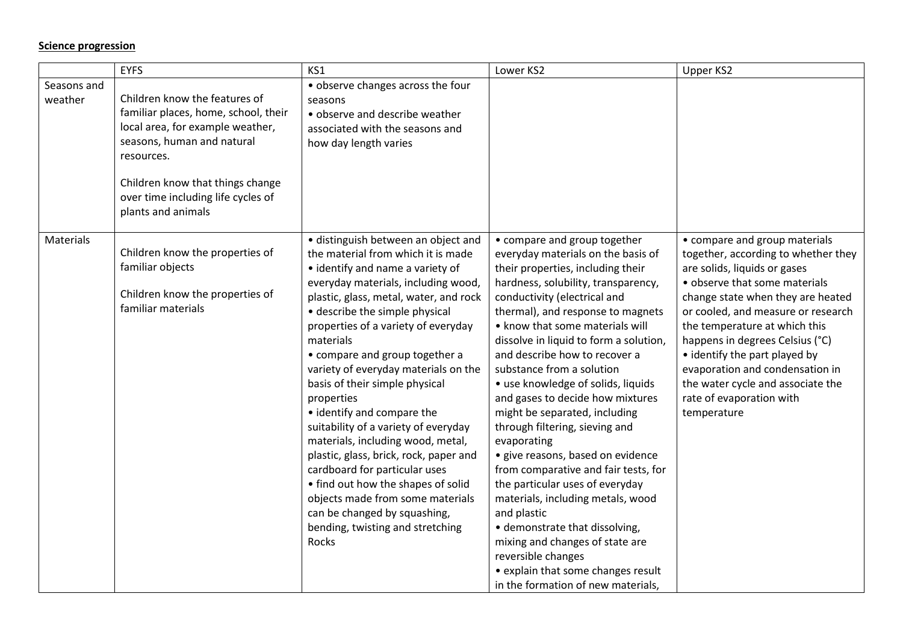**Science progression**

| | EYFS | KS1 | Lower KS2 | Upper KS2 |
|---|---|---|---|---|
| Seasons and weather | Children know the features of familiar places, home, school, their local area, for example weather, seasons, human and natural resources.<br><br>Children know that things change over time including life cycles of plants and animals | • observe changes across the four seasons<br>• observe and describe weather associated with the seasons and how day length varies | | |
| Materials | Children know the properties of familiar objects<br><br>Children know the properties of familiar materials | • distinguish between an object and the material from which it is made<br>• identify and name a variety of everyday materials, including wood, plastic, glass, metal, water, and rock<br>• describe the simple physical properties of a variety of everyday materials<br>• compare and group together a variety of everyday materials on the basis of their simple physical properties<br>• identify and compare the suitability of a variety of everyday materials, including wood, metal, plastic, glass, brick, rock, paper and cardboard for particular uses<br>• find out how the shapes of solid objects made from some materials can be changed by squashing, bending, twisting and stretching<br>Rocks | • compare and group together everyday materials on the basis of their properties, including their hardness, solubility, transparency, conductivity (electrical and thermal), and response to magnets<br>• know that some materials will dissolve in liquid to form a solution, and describe how to recover a substance from a solution<br>• use knowledge of solids, liquids and gases to decide how mixtures might be separated, including through filtering, sieving and evaporating<br>• give reasons, based on evidence from comparative and fair tests, for the particular uses of everyday materials, including metals, wood and plastic<br>• demonstrate that dissolving, mixing and changes of state are reversible changes<br>• explain that some changes result in the formation of new materials, | • compare and group materials together, according to whether they are solids, liquids or gases<br>• observe that some materials change state when they are heated or cooled, and measure or research the temperature at which this happens in degrees Celsius (°C)<br>• identify the part played by evaporation and condensation in the water cycle and associate the rate of evaporation with temperature |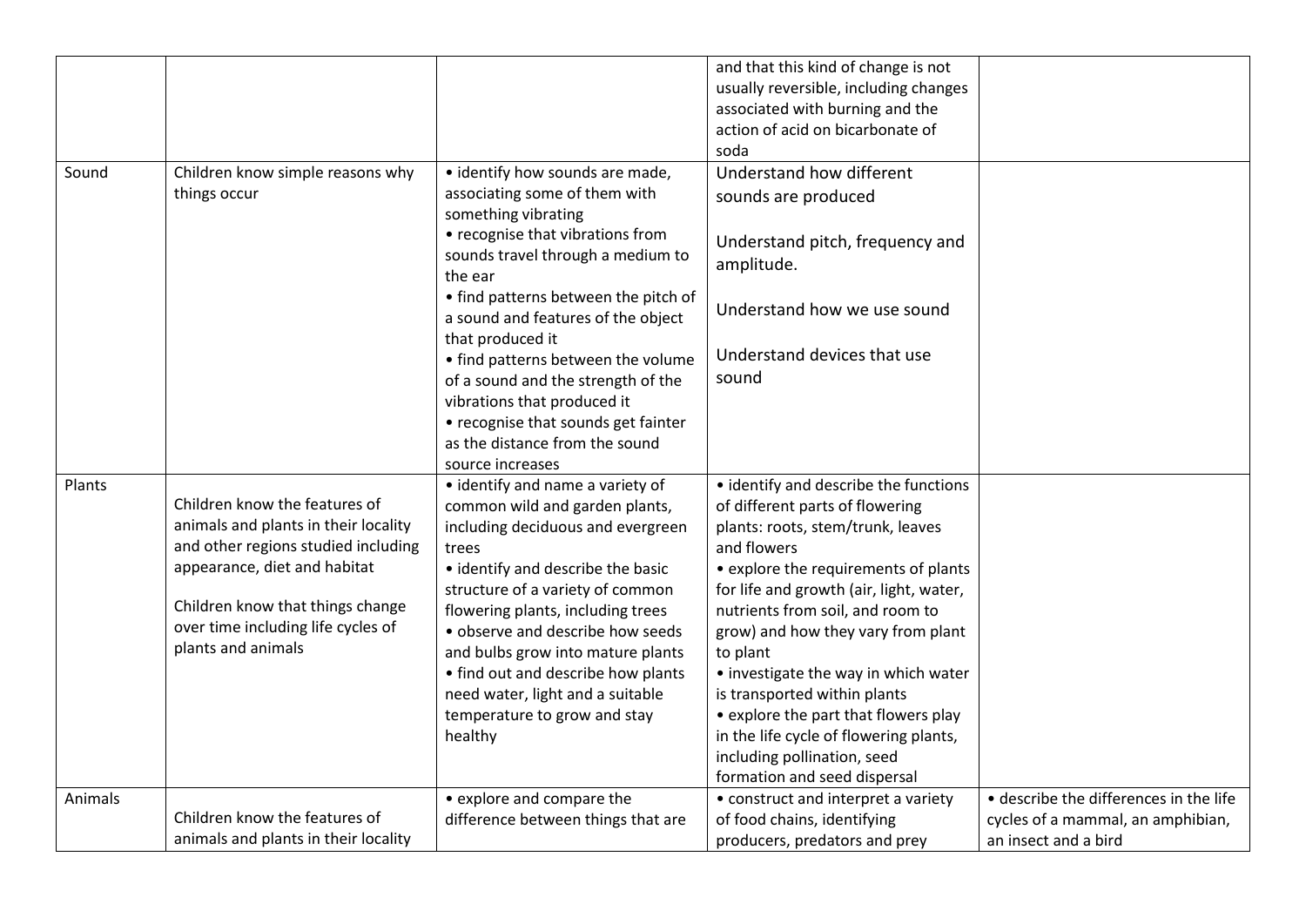| | | | | |
|---|---|---|---|---|
| | | | and that this kind of change is not usually reversible, including changes associated with burning and the action of acid on bicarbonate of soda | |
| Sound | Children know simple reasons why things occur | • identify how sounds are made, associating some of them with something vibrating<br>• recognise that vibrations from sounds travel through a medium to the ear<br>• find patterns between the pitch of a sound and features of the object that produced it<br>• find patterns between the volume of a sound and the strength of the vibrations that produced it<br>• recognise that sounds get fainter as the distance from the sound source increases | Understand how different sounds are produced<br><br>Understand pitch, frequency and amplitude.<br><br>Understand how we use sound<br><br>Understand devices that use sound | |
| Plants | Children know the features of animals and plants in their locality and other regions studied including appearance, diet and habitat<br><br>Children know that things change over time including life cycles of plants and animals | • identify and name a variety of common wild and garden plants, including deciduous and evergreen trees<br>• identify and describe the basic structure of a variety of common flowering plants, including trees<br>• observe and describe how seeds and bulbs grow into mature plants<br>• find out and describe how plants need water, light and a suitable temperature to grow and stay healthy | • identify and describe the functions of different parts of flowering plants: roots, stem/trunk, leaves and flowers<br>• explore the requirements of plants for life and growth (air, light, water, nutrients from soil, and room to grow) and how they vary from plant to plant<br>• investigate the way in which water is transported within plants<br>• explore the part that flowers play in the life cycle of flowering plants, including pollination, seed formation and seed dispersal | |
| Animals | Children know the features of animals and plants in their locality | • explore and compare the difference between things that are | • construct and interpret a variety of food chains, identifying producers, predators and prey | • describe the differences in the life cycles of a mammal, an amphibian, an insect and a bird |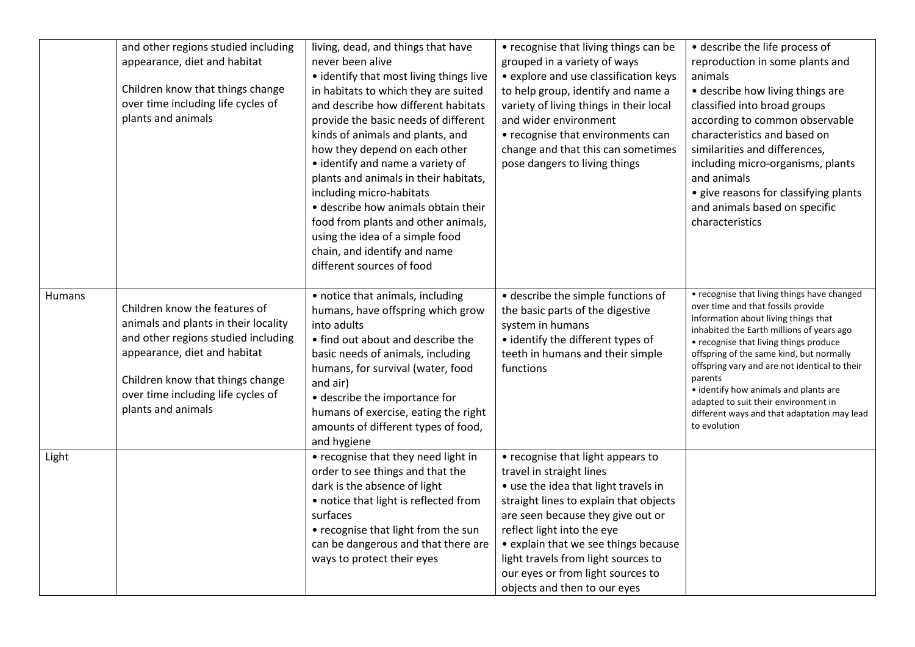| | | | | |
|---|---|---|---|---|
| | and other regions studied including appearance, diet and habitat<br><br>Children know that things change over time including life cycles of plants and animals | living, dead, and things that have never been alive<br>• identify that most living things live in habitats to which they are suited and describe how different habitats provide the basic needs of different kinds of animals and plants, and how they depend on each other<br>• identify and name a variety of plants and animals in their habitats, including micro-habitats<br>• describe how animals obtain their food from plants and other animals, using the idea of a simple food chain, and identify and name different sources of food | • recognise that living things can be grouped in a variety of ways<br>• explore and use classification keys to help group, identify and name a variety of living things in their local and wider environment<br>• recognise that environments can change and that this can sometimes pose dangers to living things | • describe the life process of reproduction in some plants and animals<br>• describe how living things are classified into broad groups according to common observable characteristics and based on similarities and differences, including micro-organisms, plants and animals<br>• give reasons for classifying plants and animals based on specific characteristics |
| Humans | Children know the features of animals and plants in their locality and other regions studied including appearance, diet and habitat<br><br>Children know that things change over time including life cycles of plants and animals | • notice that animals, including humans, have offspring which grow into adults<br>• find out about and describe the basic needs of animals, including humans, for survival (water, food and air)<br>• describe the importance for humans of exercise, eating the right amounts of different types of food, and hygiene | • describe the simple functions of the basic parts of the digestive system in humans<br>• identify the different types of teeth in humans and their simple functions | • recognise that living things have changed over time and that fossils provide information about living things that inhabited the Earth millions of years ago<br>• recognise that living things produce offspring of the same kind, but normally offspring vary and are not identical to their parents<br>• identify how animals and plants are adapted to suit their environment in different ways and that adaptation may lead to evolution |
| Light | | • recognise that they need light in order to see things and that the dark is the absence of light<br>• notice that light is reflected from surfaces<br>• recognise that light from the sun can be dangerous and that there are ways to protect their eyes | • recognise that light appears to travel in straight lines<br>• use the idea that light travels in straight lines to explain that objects are seen because they give out or reflect light into the eye<br>• explain that we see things because light travels from light sources to our eyes or from light sources to objects and then to our eyes | |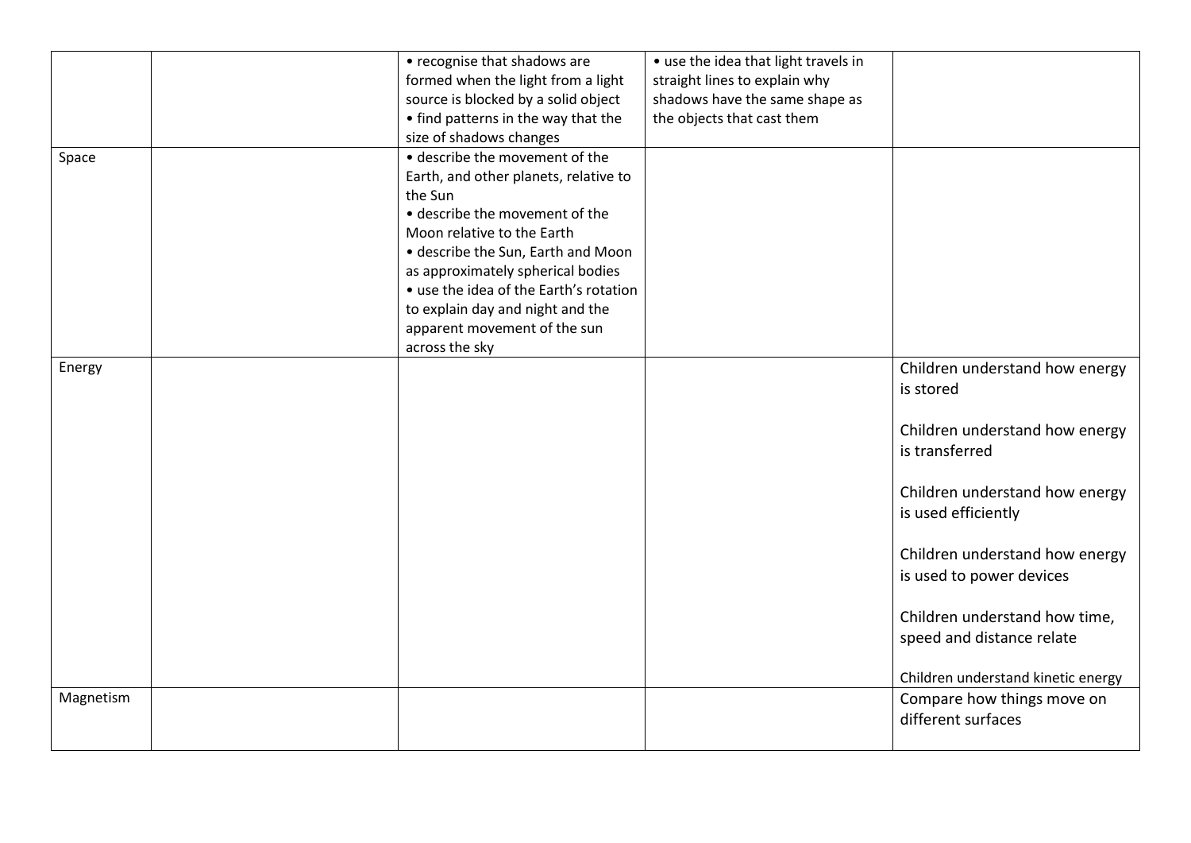| | | | | |
|---|---|---|---|---|
| | | • recognise that shadows are formed when the light from a light source is blocked by a solid object<br>• find patterns in the way that the size of shadows changes | • use the idea that light travels in straight lines to explain why shadows have the same shape as the objects that cast them | |
| Space | | • describe the movement of the Earth, and other planets, relative to the Sun<br>• describe the movement of the Moon relative to the Earth<br>• describe the Sun, Earth and Moon as approximately spherical bodies<br>• use the idea of the Earth's rotation to explain day and night and the apparent movement of the sun across the sky | | |
| Energy | | | | Children understand how energy is stored<br><br>Children understand how energy is transferred<br><br>Children understand how energy is used efficiently<br><br>Children understand how energy is used to power devices<br><br>Children understand how time, speed and distance relate<br><br>Children understand kinetic energy |
| Magnetism | | | | Compare how things move on different surfaces |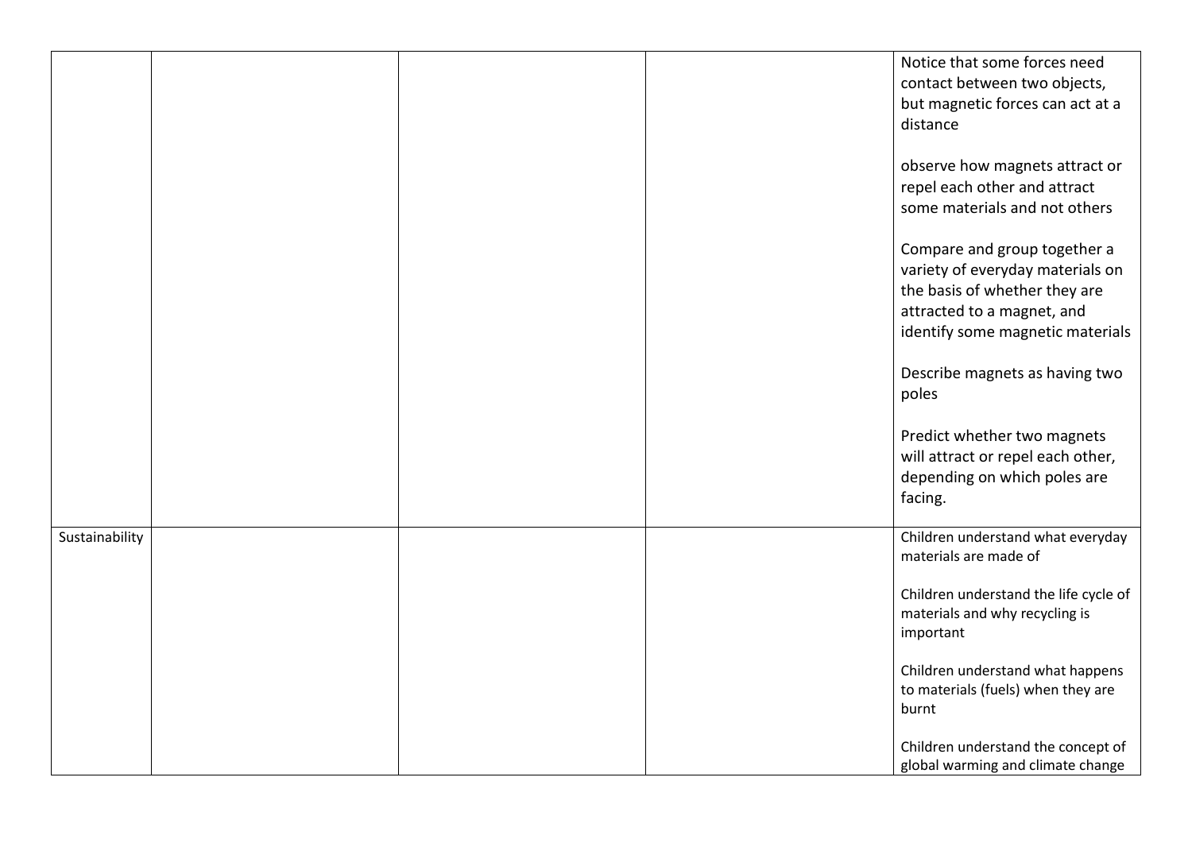| | | | | |
|---|---|---|---|---|
| | | | | Notice that some forces need contact between two objects, but magnetic forces can act at a distance<br><br>observe how magnets attract or repel each other and attract some materials and not others<br><br>Compare and group together a variety of everyday materials on the basis of whether they are attracted to a magnet, and identify some magnetic materials<br><br>Describe magnets as having two poles<br><br>Predict whether two magnets will attract or repel each other, depending on which poles are facing. |
| Sustainability | | | | Children understand what everyday materials are made of<br><br>Children understand the life cycle of materials and why recycling is important<br><br>Children understand what happens to materials (fuels) when they are burnt<br><br>Children understand the concept of global warming and climate change |